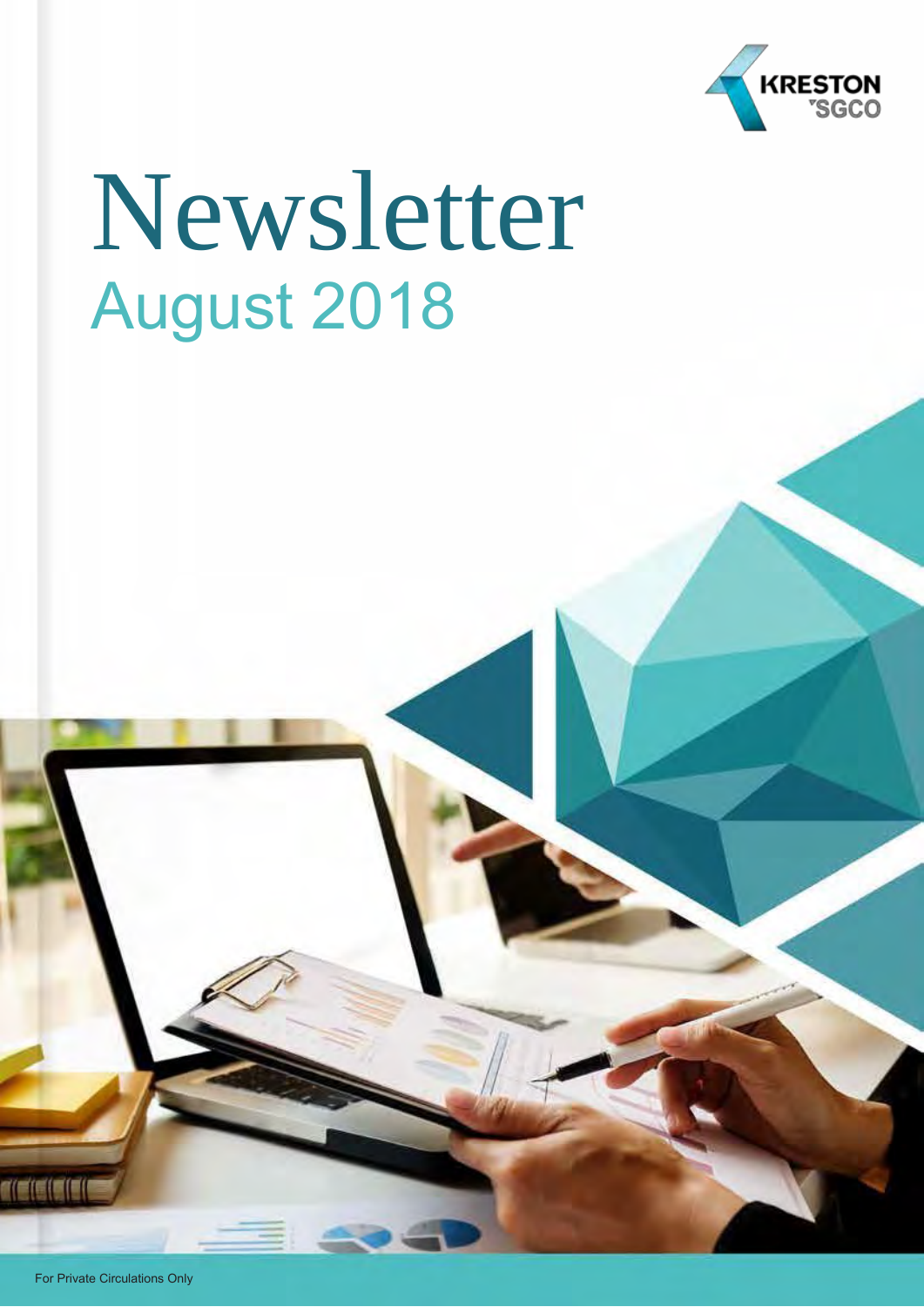KRESTON SGCO

# Newsletter

## August 2018

For Private Circulations Only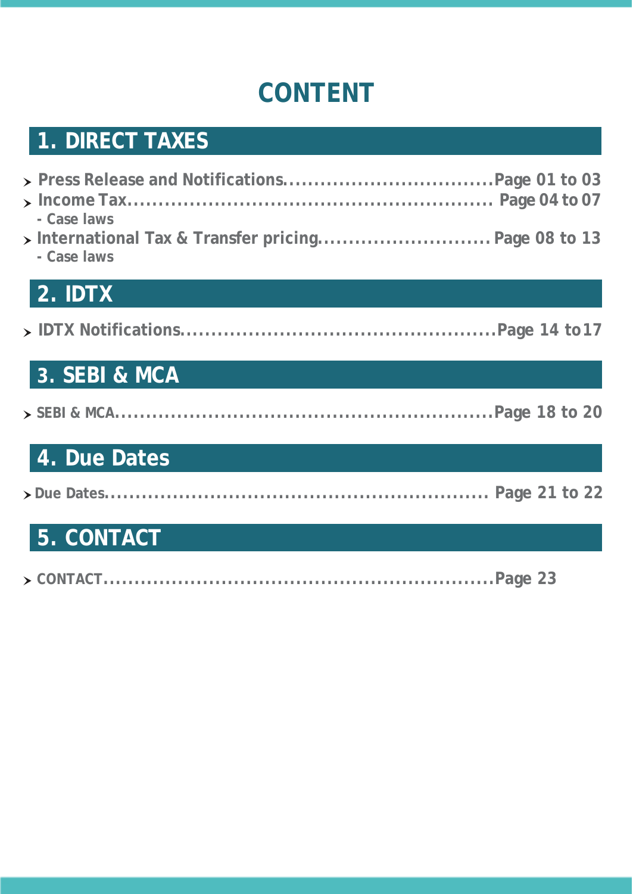# CONTENT

## 1. DIRECT TAXES

- Press Release and Notifications.................................Page 01 to 03
- Income Tax........................................................ Page 04 to 07
  - Case laws
- International Tax & Transfer pricing............................Page 08 to 13
  - Case laws

## 2. IDTX

- IDTX Notifications.................................................Page 14 to 17

## 3. SEBI & MCA

- SEBI & MCA...........................................................Page 18 to 20

## 4. Due Dates

- Due Dates............................................................ Page 21 to 22

## 5. CONTACT

- CONTACT...............................................................Page 23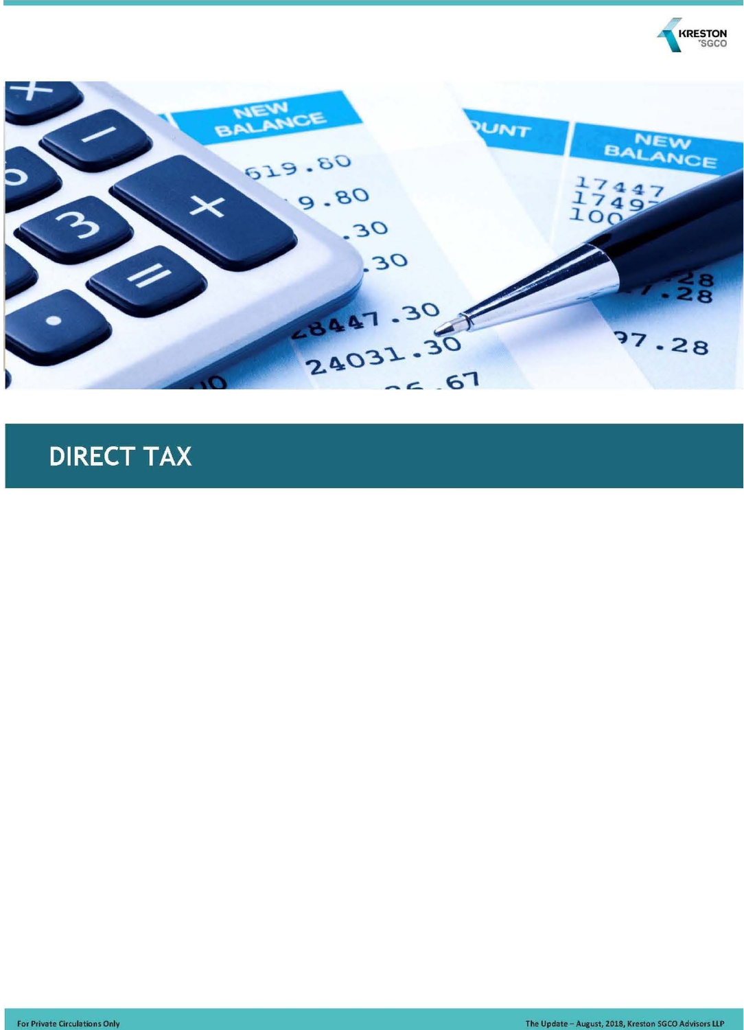# DIRECT TAX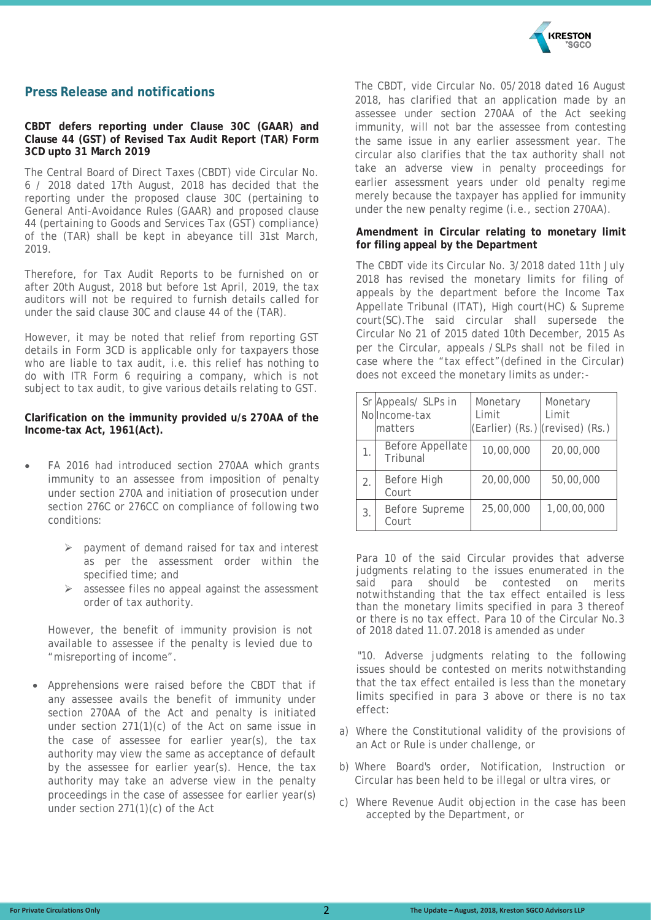## Press Release and notifications

**CBDT defers reporting under Clause 30C (GAAR) and Clause 44 (GST) of Revised Tax Audit Report (TAR) Form 3CD upto 31 March 2019**

The Central Board of Direct Taxes (CBDT) vide Circular No. 6 / 2018 dated 17th August, 2018 has decided that the reporting under the proposed clause 30C (pertaining to General Anti-Avoidance Rules (GAAR) and proposed clause 44 (pertaining to Goods and Services Tax (GST) compliance) of the (TAR) shall be kept in abeyance till 31st March, 2019.

Therefore, for Tax Audit Reports to be furnished on or after 20th August, 2018 but before 1st April, 2019, the tax auditors will not be required to furnish details called for under the said clause 30C and clause 44 of the (TAR).

However, it may be noted that relief from reporting GST details in Form 3CD is applicable only for taxpayers those who are liable to tax audit, i.e. this relief has nothing to do with ITR Form 6 requiring a company, which is not subject to tax audit, to give various details relating to GST.

**Clarification on the immunity provided u/s 270AA of the Income-tax Act, 1961(Act).**

- FA 2016 had introduced section 270AA which grants immunity to an assessee from imposition of penalty under section 270A and initiation of prosecution under section 276C or 276CC on compliance of following two conditions:
    - payment of demand raised for tax and interest as per the assessment order within the specified time; and
    - assessee files no appeal against the assessment order of tax authority.

  However, the benefit of immunity provision is not available to assessee if the penalty is levied due to "misreporting of income".

- Apprehensions were raised before the CBDT that if any assessee avails the benefit of immunity under section 270AA of the Act and penalty is initiated under section 271(1)(c) of the Act on same issue in the case of assessee for earlier year(s), the tax authority may view the same as acceptance of default by the assessee for earlier year(s). Hence, the tax authority may take an adverse view in the penalty proceedings in the case of assessee for earlier year(s) under section 271(1)(c) of the Act

The CBDT, vide Circular No. 05/2018 dated 16 August 2018, has clarified that an application made by an assessee under section 270AA of the Act seeking immunity, will not bar the assessee from contesting the same issue in any earlier assessment year. The circular also clarifies that the tax authority shall not take an adverse view in penalty proceedings for earlier assessment years under old penalty regime merely because the taxpayer has applied for immunity under the new penalty regime (i.e., section 270AA).

**Amendment in Circular relating to monetary limit for filing appeal by the Department**

The CBDT vide its Circular No. 3/2018 dated 11th July 2018 has revised the monetary limits for filing of appeals by the department before the Income Tax Appellate Tribunal (ITAT), High court(HC) & Supreme court(SC).The said circular shall supersede the Circular No 21 of 2015 dated 10th December, 2015 As per the Circular, appeals / SLPs shall not be filed in case where the "tax effect"(defined in the Circular) does not exceed the monetary limits as under:-

| Sr No | Appeals/ SLPs in Income-tax matters | Monetary Limit (Earlier) (Rs.) | Monetary Limit (revised) (Rs.) |
|---|---|---|---|
| 1. | Before Appellate Tribunal | 10,00,000 | 20,00,000 |
| 2. | Before High Court | 20,00,000 | 50,00,000 |
| 3. | Before Supreme Court | 25,00,000 | 1,00,00,000 |

Para 10 of the said Circular provides that adverse judgments relating to the issues enumerated in the said para should be contested on merits notwithstanding that the tax effect entailed is less than the monetary limits specified in para 3 thereof or there is no tax effect. Para 10 of the Circular No.3 of 2018 dated 11.07.2018 is amended as under

"10. Adverse judgments relating to the following issues should be contested on merits notwithstanding that the tax effect entailed is less than the monetary limits specified in para 3 above or there is no tax effect:

a) Where the Constitutional validity of the provisions of an Act or Rule is under challenge, or

b) Where Board's order, Notification, Instruction or Circular has been held to be illegal or ultra vires, or

c) Where Revenue Audit objection in the case has been accepted by the Department, or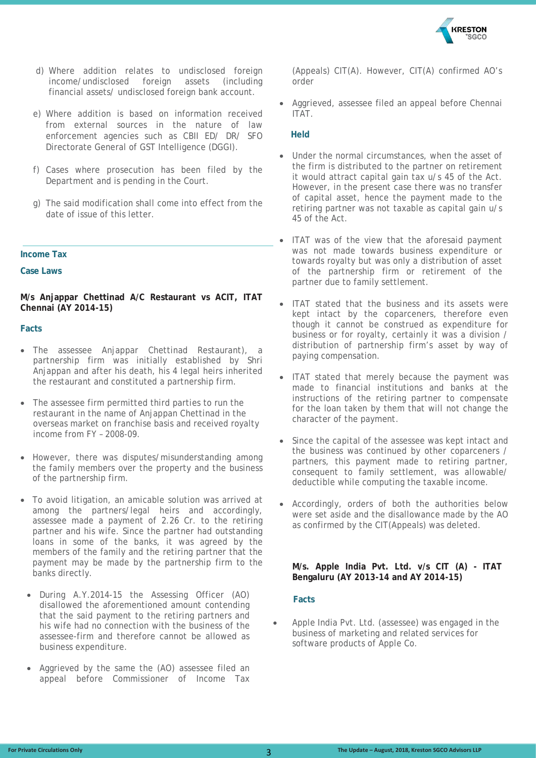d) Where addition relates to undisclosed foreign income/undisclosed foreign assets (including financial assets/ undisclosed foreign bank account.

e) Where addition is based on information received from external sources in the nature of law enforcement agencies such as CBII ED/ DR/ SFO Directorate General of GST Intelligence (DGGI).

f) Cases where prosecution has been filed by the Department and is pending in the Court.

g) The said modification shall come into effect from the date of issue of this letter.

## Income Tax

### Case Laws

**M/s Anjappar Chettinad A/C Restaurant vs ACIT, ITAT Chennai (AY 2014-15)**

#### Facts

- The assessee Anjappar Chettinad Restaurant), a partnership firm was initially established by Shri Anjappan and after his death, his 4 legal heirs inherited the restaurant and constituted a partnership firm.
- The assessee firm permitted third parties to run the restaurant in the name of Anjappan Chettinad in the overseas market on franchise basis and received royalty income from FY – 2008-09.
- However, there was disputes/misunderstanding among the family members over the property and the business of the partnership firm.
- To avoid litigation, an amicable solution was arrived at among the partners/legal heirs and accordingly, assessee made a payment of 2.26 Cr. to the retiring partner and his wife. Since the partner had outstanding loans in some of the banks, it was agreed by the members of the family and the retiring partner that the payment may be made by the partnership firm to the banks directly.
- During A.Y.2014-15 the Assessing Officer (AO) disallowed the aforementioned amount contending that the said payment to the retiring partners and his wife had no connection with the business of the assessee-firm and therefore cannot be allowed as business expenditure.
- Aggrieved by the same the (AO) assessee filed an appeal before Commissioner of Income Tax (Appeals) CIT(A). However, CIT(A) confirmed AO's order
- Aggrieved, assessee filed an appeal before Chennai ITAT.

#### Held

- Under the normal circumstances, when the asset of the firm is distributed to the partner on retirement it would attract capital gain tax u/s 45 of the Act. However, in the present case there was no transfer of capital asset, hence the payment made to the retiring partner was not taxable as capital gain u/s 45 of the Act.
- ITAT was of the view that the aforesaid payment was not made towards business expenditure or towards royalty but was only a distribution of asset of the partnership firm or retirement of the partner due to family settlement.
- ITAT stated that the business and its assets were kept intact by the coparceners, therefore even though it cannot be construed as expenditure for business or for royalty, certainly it was a division / distribution of partnership firm's asset by way of paying compensation.
- ITAT stated that merely because the payment was made to financial institutions and banks at the instructions of the retiring partner to compensate for the loan taken by them that will not change the character of the payment.
- Since the capital of the assessee was kept intact and the business was continued by other coparceners / partners, this payment made to retiring partner, consequent to family settlement, was allowable/ deductible while computing the taxable income.
- Accordingly, orders of both the authorities below were set aside and the disallowance made by the AO as confirmed by the CIT(Appeals) was deleted.

**M/s. Apple India Pvt. Ltd. v/s CIT (A) - ITAT Bengaluru (AY 2013-14 and AY 2014-15)**

#### Facts

- Apple India Pvt. Ltd. (assessee) was engaged in the business of marketing and related services for software products of Apple Co.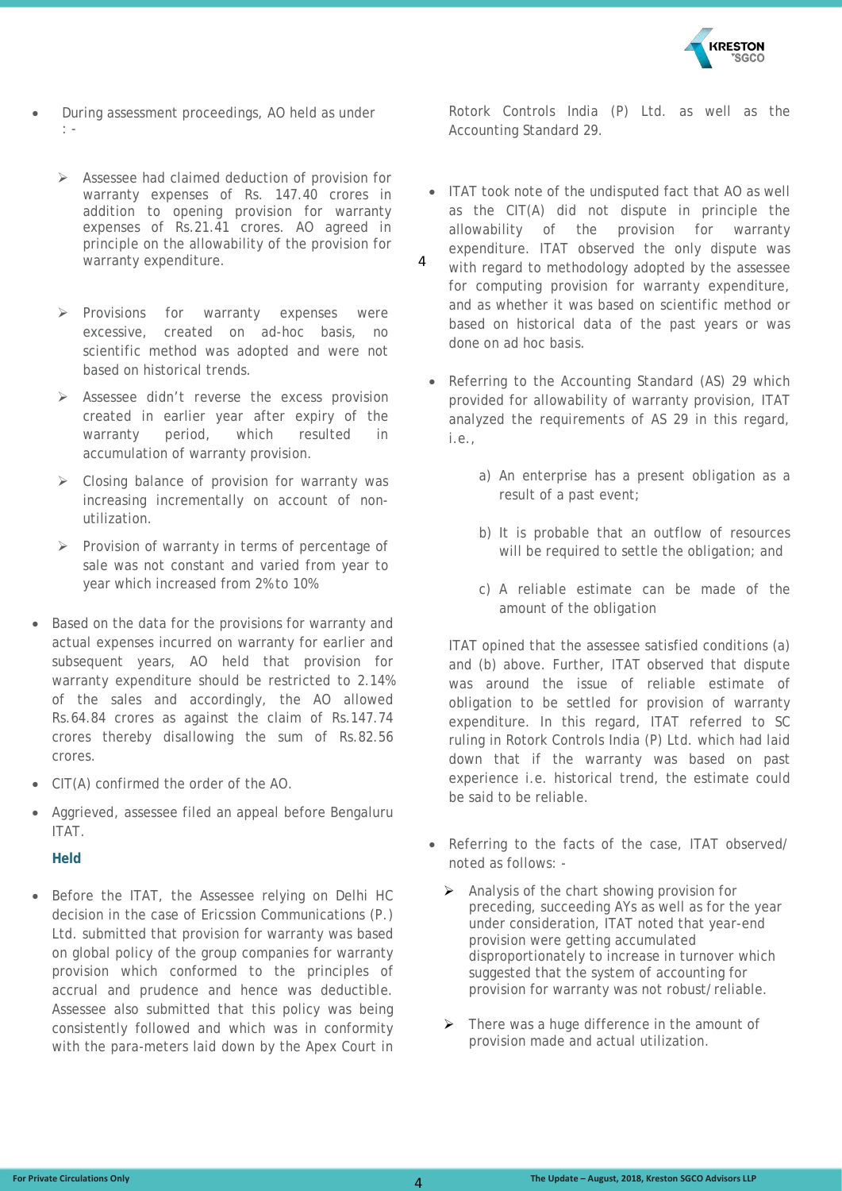- During assessment proceedings, AO held as under : -

  - Assessee had claimed deduction of provision for warranty expenses of Rs. 147.40 crores in addition to opening provision for warranty expenses of Rs.21.41 crores. AO agreed in principle on the allowability of the provision for warranty expenditure.
  - Provisions for warranty expenses were excessive, created on ad-hoc basis, no scientific method was adopted and were not based on historical trends.
  - Assessee didn't reverse the excess provision created in earlier year after expiry of the warranty period, which resulted in accumulation of warranty provision.
  - Closing balance of provision for warranty was increasing incrementally on account of non-utilization.
  - Provision of warranty in terms of percentage of sale was not constant and varied from year to year which increased from 2% to 10%

- Based on the data for the provisions for warranty and actual expenses incurred on warranty for earlier and subsequent years, AO held that provision for warranty expenditure should be restricted to 2.14% of the sales and accordingly, the AO allowed Rs.64.84 crores as against the claim of Rs.147.74 crores thereby disallowing the sum of Rs.82.56 crores.
- CIT(A) confirmed the order of the AO.
- Aggrieved, assessee filed an appeal before Bengaluru ITAT.

**Held**

- Before the ITAT, the Assessee relying on Delhi HC decision in the case of Ericssion Communications (P.) Ltd. submitted that provision for warranty was based on global policy of the group companies for warranty provision which conformed to the principles of accrual and prudence and hence was deductible. Assessee also submitted that this policy was being consistently followed and which was in conformity with the para-meters laid down by the Apex Court in Rotork Controls India (P) Ltd. as well as the Accounting Standard 29.
- ITAT took note of the undisputed fact that AO as well as the CIT(A) did not dispute in principle the allowability of the provision for warranty expenditure. ITAT observed the only dispute was with regard to methodology adopted by the assessee for computing provision for warranty expenditure, and as whether it was based on scientific method or based on historical data of the past years or was done on ad hoc basis.
- Referring to the Accounting Standard (AS) 29 which provided for allowability of warranty provision, ITAT analyzed the requirements of AS 29 in this regard, i.e.,

  a) An enterprise has a present obligation as a result of a past event;

  b) It is probable that an outflow of resources will be required to settle the obligation; and

  c) A reliable estimate can be made of the amount of the obligation

  ITAT opined that the assessee satisfied conditions (a) and (b) above. Further, ITAT observed that dispute was around the issue of reliable estimate of obligation to be settled for provision of warranty expenditure. In this regard, ITAT referred to SC ruling in Rotork Controls India (P) Ltd. which had laid down that if the warranty was based on past experience i.e. historical trend, the estimate could be said to be reliable.

- Referring to the facts of the case, ITAT observed/ noted as follows: -

  - Analysis of the chart showing provision for preceding, succeeding AYs as well as for the year under consideration, ITAT noted that year-end provision were getting accumulated disproportionately to increase in turnover which suggested that the system of accounting for provision for warranty was not robust/reliable.
  - There was a huge difference in the amount of provision made and actual utilization.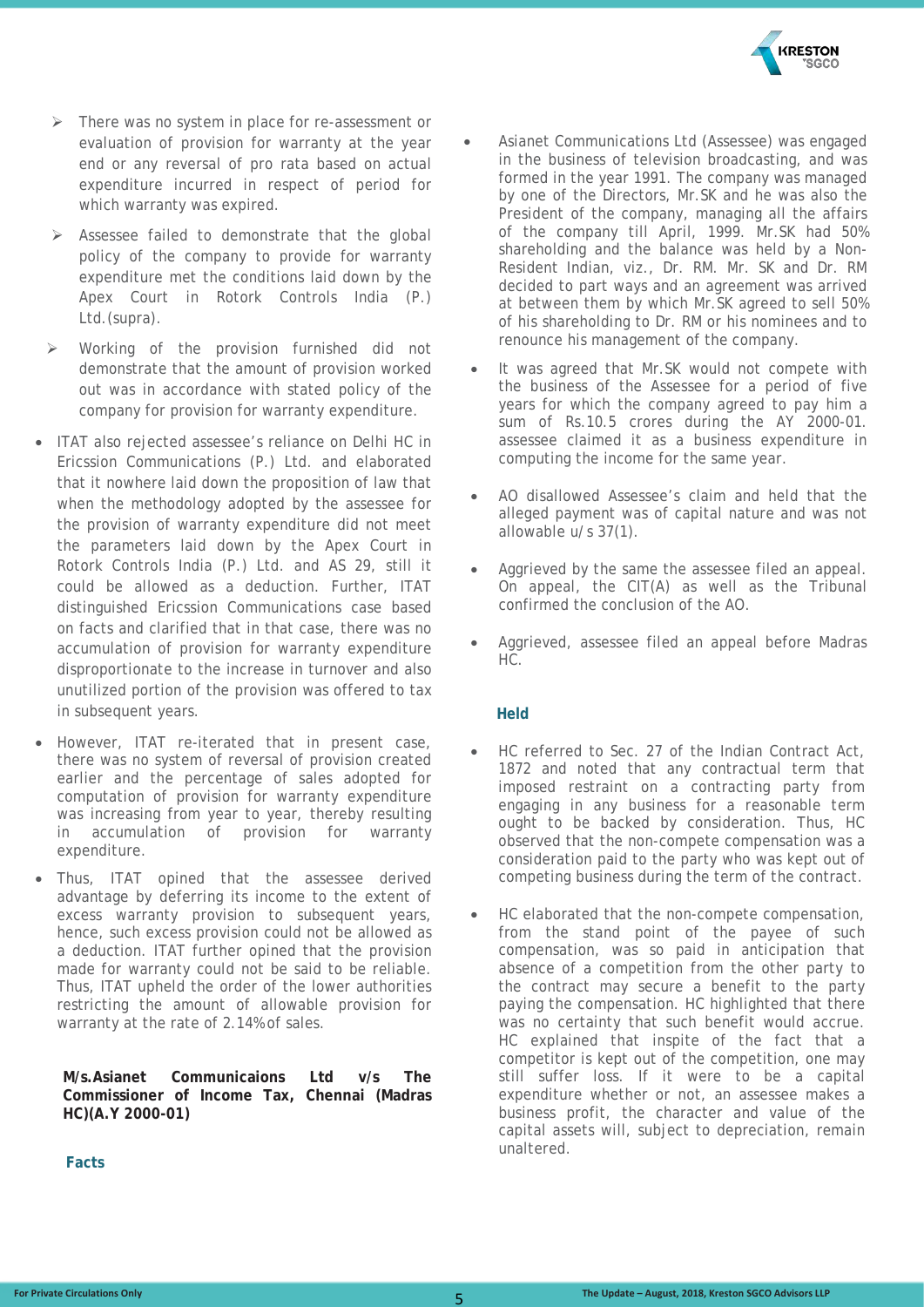- There was no system in place for re-assessment or evaluation of provision for warranty at the year end or any reversal of pro rata based on actual expenditure incurred in respect of period for which warranty was expired.
- Assessee failed to demonstrate that the global policy of the company to provide for warranty expenditure met the conditions laid down by the Apex Court in Rotork Controls India (P.) Ltd.(supra).
- Working of the provision furnished did not demonstrate that the amount of provision worked out was in accordance with stated policy of the company for provision for warranty expenditure.

- ITAT also rejected assessee's reliance on Delhi HC in Ericssion Communications (P.) Ltd. and elaborated that it nowhere laid down the proposition of law that when the methodology adopted by the assessee for the provision of warranty expenditure did not meet the parameters laid down by the Apex Court in Rotork Controls India (P.) Ltd. and AS 29, still it could be allowed as a deduction. Further, ITAT distinguished Ericssion Communications case based on facts and clarified that in that case, there was no accumulation of provision for warranty expenditure disproportionate to the increase in turnover and also unutilized portion of the provision was offered to tax in subsequent years.
- However, ITAT re-iterated that in present case, there was no system of reversal of provision created earlier and the percentage of sales adopted for computation of provision for warranty expenditure was increasing from year to year, thereby resulting in accumulation of provision for warranty expenditure.
- Thus, ITAT opined that the assessee derived advantage by deferring its income to the extent of excess warranty provision to subsequent years, hence, such excess provision could not be allowed as a deduction. ITAT further opined that the provision made for warranty could not be said to be reliable. Thus, ITAT upheld the order of the lower authorities restricting the amount of allowable provision for warranty at the rate of 2.14% of sales.

**M/s.Asianet Communicaions Ltd v/s The Commissioner of Income Tax, Chennai (Madras HC)(A.Y 2000-01)**

**Facts**

- Asianet Communications Ltd (Assessee) was engaged in the business of television broadcasting, and was formed in the year 1991. The company was managed by one of the Directors, Mr.SK and he was also the President of the company, managing all the affairs of the company till April, 1999. Mr.SK had 50% shareholding and the balance was held by a Non-Resident Indian, viz., Dr. RM. Mr. SK and Dr. RM decided to part ways and an agreement was arrived at between them by which Mr.SK agreed to sell 50% of his shareholding to Dr. RM or his nominees and to renounce his management of the company.
- It was agreed that Mr.SK would not compete with the business of the Assessee for a period of five years for which the company agreed to pay him a sum of Rs.10.5 crores during the AY 2000-01. assessee claimed it as a business expenditure in computing the income for the same year.
- AO disallowed Assessee's claim and held that the alleged payment was of capital nature and was not allowable u/s 37(1).
- Aggrieved by the same the assessee filed an appeal. On appeal, the CIT(A) as well as the Tribunal confirmed the conclusion of the AO.
- Aggrieved, assessee filed an appeal before Madras HC.

**Held**

- HC referred to Sec. 27 of the Indian Contract Act, 1872 and noted that any contractual term that imposed restraint on a contracting party from engaging in any business for a reasonable term ought to be backed by consideration. Thus, HC observed that the non-compete compensation was a consideration paid to the party who was kept out of competing business during the term of the contract.
- HC elaborated that the non-compete compensation, from the stand point of the payee of such compensation, was so paid in anticipation that absence of a competition from the other party to the contract may secure a benefit to the party paying the compensation. HC highlighted that there was no certainty that such benefit would accrue. HC explained that inspite of the fact that a competitor is kept out of the competition, one may still suffer loss. If it were to be a capital expenditure whether or not, an assessee makes a business profit, the character and value of the capital assets will, subject to depreciation, remain unaltered.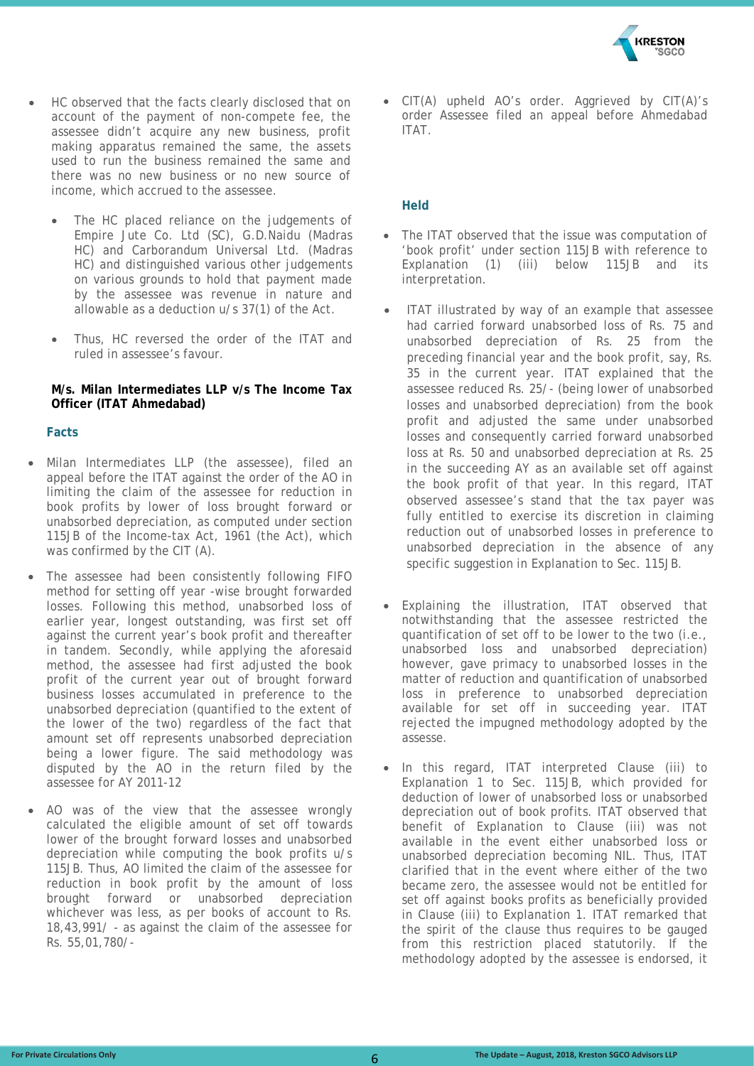- HC observed that the facts clearly disclosed that on account of the payment of non-compete fee, the assessee didn't acquire any new business, profit making apparatus remained the same, the assets used to run the business remained the same and there was no new business or no new source of income, which accrued to the assessee.
  - The HC placed reliance on the judgements of Empire Jute Co. Ltd (SC), G.D.Naidu (Madras HC) and Carborandum Universal Ltd. (Madras HC) and distinguished various other judgements on various grounds to hold that payment made by the assessee was revenue in nature and allowable as a deduction u/s 37(1) of the Act.
  - Thus, HC reversed the order of the ITAT and ruled in assessee's favour.

**M/s. Milan Intermediates LLP v/s The Income Tax Officer (ITAT Ahmedabad)**

### Facts

- Milan Intermediates LLP (the assessee), filed an appeal before the ITAT against the order of the AO in limiting the claim of the assessee for reduction in book profits by lower of loss brought forward or unabsorbed depreciation, as computed under section 115JB of the Income-tax Act, 1961 (the Act), which was confirmed by the CIT (A).
- The assessee had been consistently following FIFO method for setting off year -wise brought forwarded losses. Following this method, unabsorbed loss of earlier year, longest outstanding, was first set off against the current year's book profit and thereafter in tandem. Secondly, while applying the aforesaid method, the assessee had first adjusted the book profit of the current year out of brought forward business losses accumulated in preference to the unabsorbed depreciation (quantified to the extent of the lower of the two) regardless of the fact that amount set off represents unabsorbed depreciation being a lower figure. The said methodology was disputed by the AO in the return filed by the assessee for AY 2011-12
- AO was of the view that the assessee wrongly calculated the eligible amount of set off towards lower of the brought forward losses and unabsorbed depreciation while computing the book profits u/s 115JB. Thus, AO limited the claim of the assessee for reduction in book profit by the amount of loss brought forward or unabsorbed depreciation whichever was less, as per books of account to Rs. 18,43,991/ - as against the claim of the assessee for Rs. 55,01,780/-
- CIT(A) upheld AO's order. Aggrieved by CIT(A)'s order Assessee filed an appeal before Ahmedabad ITAT.

### Held

- The ITAT observed that the issue was computation of 'book profit' under section 115JB with reference to Explanation (1) (iii) below 115JB and its interpretation.
- ITAT illustrated by way of an example that assessee had carried forward unabsorbed loss of Rs. 75 and unabsorbed depreciation of Rs. 25 from the preceding financial year and the book profit, say, Rs. 35 in the current year. ITAT explained that the assessee reduced Rs. 25/- (being lower of unabsorbed losses and unabsorbed depreciation) from the book profit and adjusted the same under unabsorbed losses and consequently carried forward unabsorbed loss at Rs. 50 and unabsorbed depreciation at Rs. 25 in the succeeding AY as an available set off against the book profit of that year. In this regard, ITAT observed assessee's stand that the tax payer was fully entitled to exercise its discretion in claiming reduction out of unabsorbed losses in preference to unabsorbed depreciation in the absence of any specific suggestion in Explanation to Sec. 115JB.
- Explaining the illustration, ITAT observed that notwithstanding that the assessee restricted the quantification of set off to be lower to the two (i.e., unabsorbed loss and unabsorbed depreciation) however, gave primacy to unabsorbed losses in the matter of reduction and quantification of unabsorbed loss in preference to unabsorbed depreciation available for set off in succeeding year. ITAT rejected the impugned methodology adopted by the assesse.
- In this regard, ITAT interpreted Clause (iii) to Explanation 1 to Sec. 115JB, which provided for deduction of lower of unabsorbed loss or unabsorbed depreciation out of book profits. ITAT observed that benefit of Explanation to Clause (iii) was not available in the event either unabsorbed loss or unabsorbed depreciation becoming NIL. Thus, ITAT clarified that in the event where either of the two became zero, the assessee would not be entitled for set off against books profits as beneficially provided in Clause (iii) to Explanation 1. ITAT remarked that the spirit of the clause thus requires to be gauged from this restriction placed statutorily. If the methodology adopted by the assessee is endorsed, it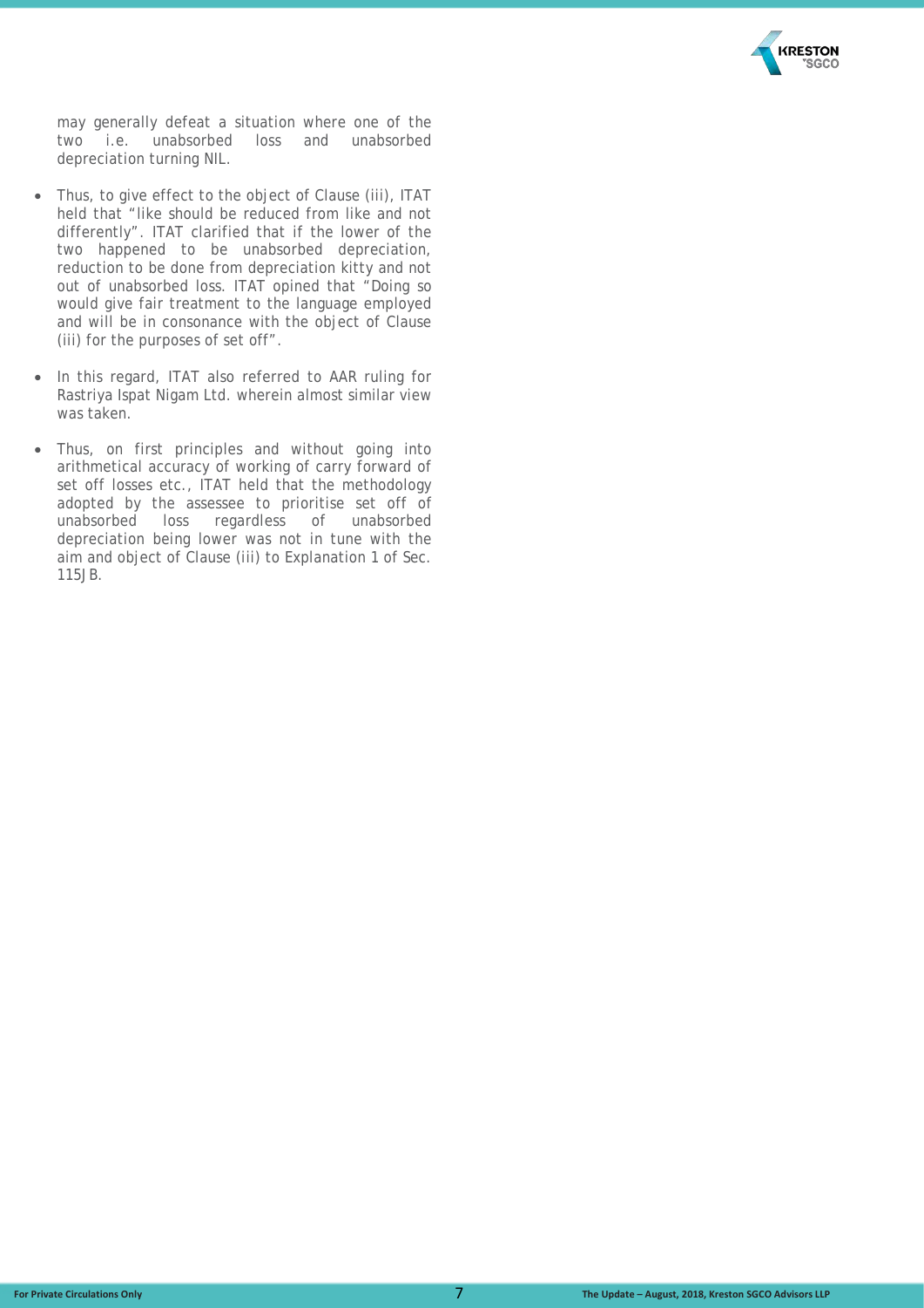may generally defeat a situation where one of the two i.e. unabsorbed loss and unabsorbed depreciation turning NIL.

- Thus, to give effect to the object of Clause (iii), ITAT held that "like should be reduced from like and not differently". ITAT clarified that if the lower of the two happened to be unabsorbed depreciation, reduction to be done from depreciation kitty and not out of unabsorbed loss. ITAT opined that "Doing so would give fair treatment to the language employed and will be in consonance with the object of Clause (iii) for the purposes of set off".

- In this regard, ITAT also referred to AAR ruling for Rastriya Ispat Nigam Ltd. wherein almost similar view was taken.

- Thus, on first principles and without going into arithmetical accuracy of working of carry forward of set off losses etc., ITAT held that the methodology adopted by the assessee to prioritise set off of unabsorbed loss regardless of unabsorbed depreciation being lower was not in tune with the aim and object of Clause (iii) to Explanation 1 of Sec. 115JB.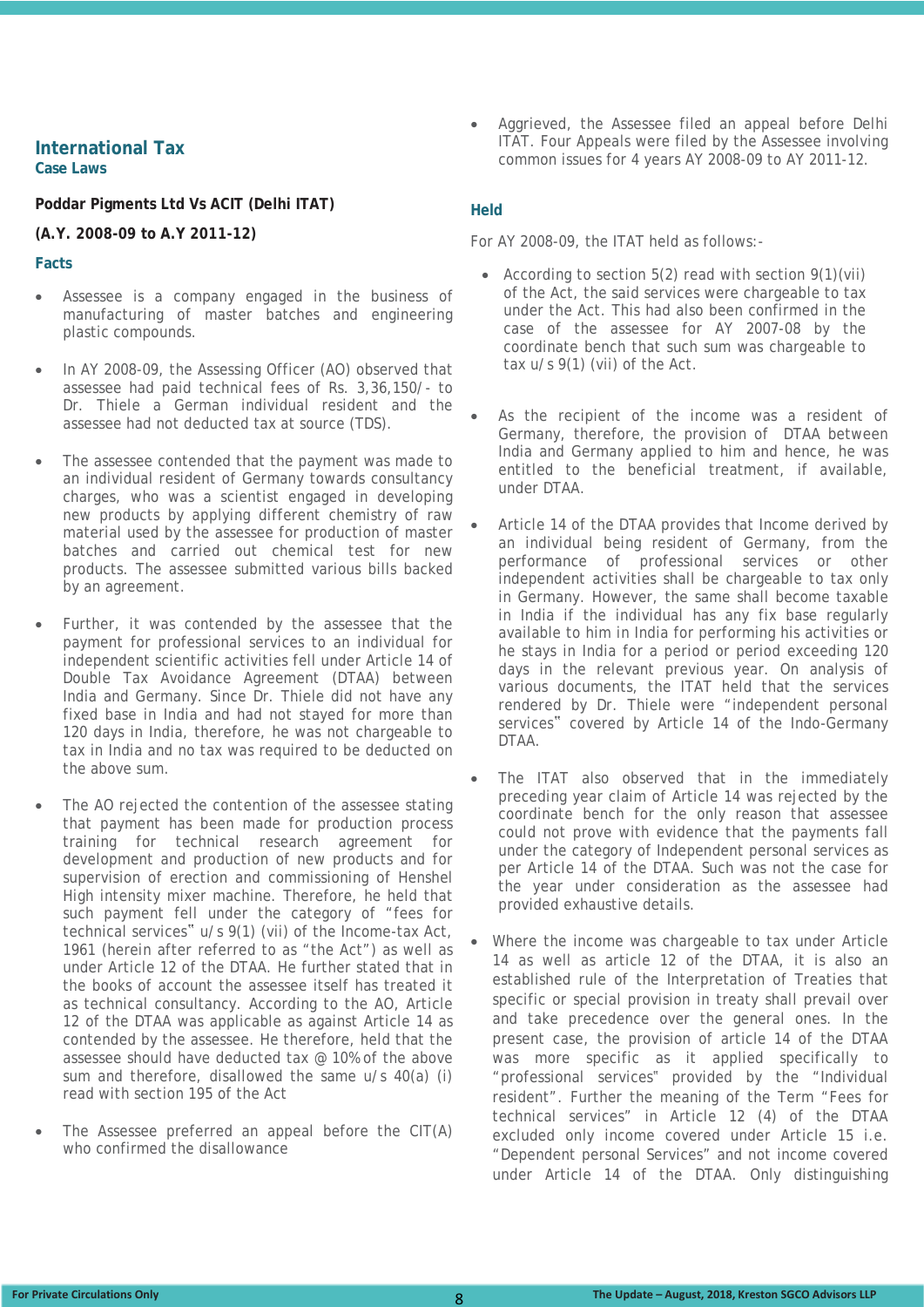## International Tax

### Case Laws

**Poddar Pigments Ltd Vs ACIT (Delhi ITAT)**

**(A.Y. 2008-09 to A.Y 2011-12)**

#### Facts

- Assessee is a company engaged in the business of manufacturing of master batches and engineering plastic compounds.
- In AY 2008-09, the Assessing Officer (AO) observed that assessee had paid technical fees of Rs. 3,36,150/- to Dr. Thiele a German individual resident and the assessee had not deducted tax at source (TDS).
- The assessee contended that the payment was made to an individual resident of Germany towards consultancy charges, who was a scientist engaged in developing new products by applying different chemistry of raw material used by the assessee for production of master batches and carried out chemical test for new products. The assessee submitted various bills backed by an agreement.
- Further, it was contended by the assessee that the payment for professional services to an individual for independent scientific activities fell under Article 14 of Double Tax Avoidance Agreement (DTAA) between India and Germany. Since Dr. Thiele did not have any fixed base in India and had not stayed for more than 120 days in India, therefore, he was not chargeable to tax in India and no tax was required to be deducted on the above sum.
- The AO rejected the contention of the assessee stating that payment has been made for production process training for technical research agreement for development and production of new products and for supervision of erection and commissioning of Henshel High intensity mixer machine. Therefore, he held that such payment fell under the category of "fees for technical services" u/s 9(1) (vii) of the Income-tax Act, 1961 (herein after referred to as "the Act") as well as under Article 12 of the DTAA. He further stated that in the books of account the assessee itself has treated it as technical consultancy. According to the AO, Article 12 of the DTAA was applicable as against Article 14 as contended by the assessee. He therefore, held that the assessee should have deducted tax @ 10% of the above sum and therefore, disallowed the same u/s 40(a) (i) read with section 195 of the Act
- The Assessee preferred an appeal before the CIT(A) who confirmed the disallowance
- Aggrieved, the Assessee filed an appeal before Delhi ITAT. Four Appeals were filed by the Assessee involving common issues for 4 years AY 2008-09 to AY 2011-12.

#### Held

For AY 2008-09, the ITAT held as follows:-

- According to section 5(2) read with section 9(1)(vii) of the Act, the said services were chargeable to tax under the Act. This had also been confirmed in the case of the assessee for AY 2007-08 by the coordinate bench that such sum was chargeable to tax u/s 9(1) (vii) of the Act.
- As the recipient of the income was a resident of Germany, therefore, the provision of DTAA between India and Germany applied to him and hence, he was entitled to the beneficial treatment, if available, under DTAA.
- Article 14 of the DTAA provides that Income derived by an individual being resident of Germany, from the performance of professional services or other independent activities shall be chargeable to tax only in Germany. However, the same shall become taxable in India if the individual has any fix base regularly available to him in India for performing his activities or he stays in India for a period or period exceeding 120 days in the relevant previous year. On analysis of various documents, the ITAT held that the services rendered by Dr. Thiele were "independent personal services" covered by Article 14 of the Indo-Germany DTAA.
- The ITAT also observed that in the immediately preceding year claim of Article 14 was rejected by the coordinate bench for the only reason that assessee could not prove with evidence that the payments fall under the category of Independent personal services as per Article 14 of the DTAA. Such was not the case for the year under consideration as the assessee had provided exhaustive details.
- Where the income was chargeable to tax under Article 14 as well as article 12 of the DTAA, it is also an established rule of the Interpretation of Treaties that specific or special provision in treaty shall prevail over and take precedence over the general ones. In the present case, the provision of article 14 of the DTAA was more specific as it applied specifically to "professional services" provided by the "Individual resident". Further the meaning of the Term "Fees for technical services" in Article 12 (4) of the DTAA excluded only income covered under Article 15 i.e. "Dependent personal Services" and not income covered under Article 14 of the DTAA. Only distinguishing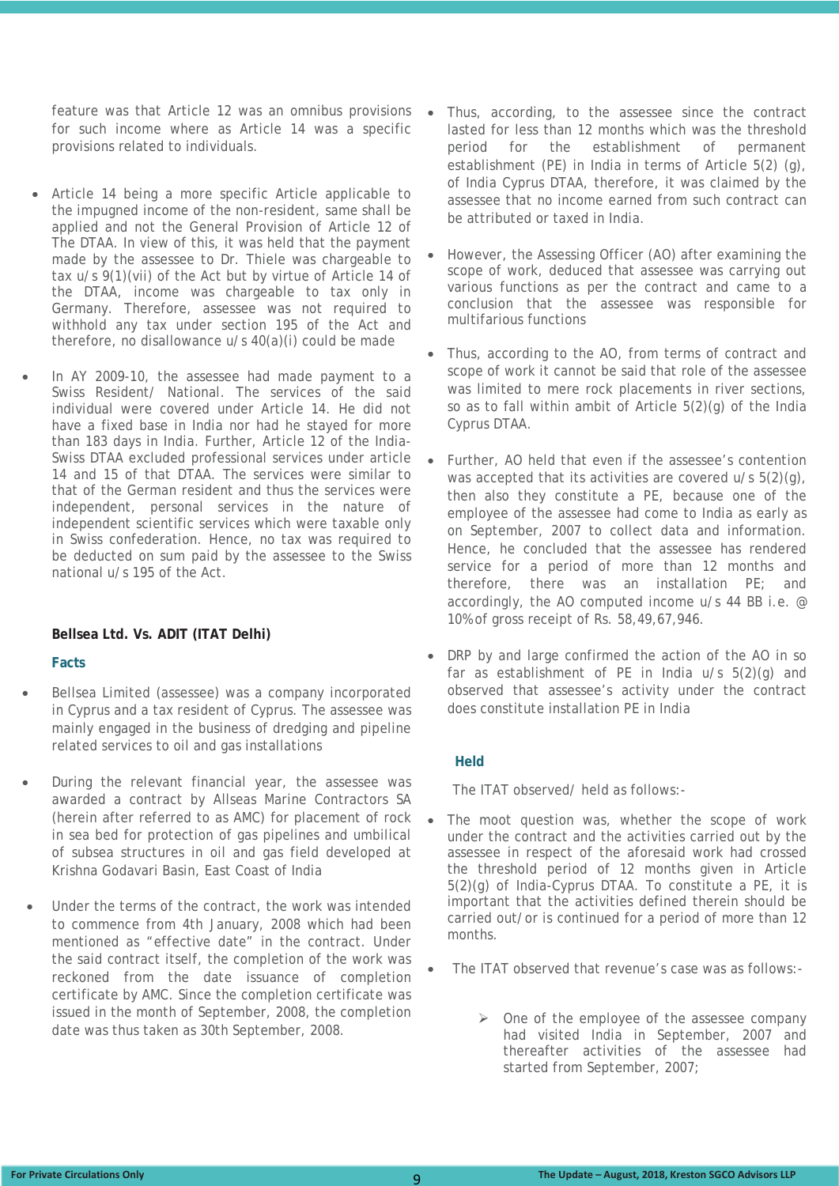feature was that Article 12 was an omnibus provisions for such income where as Article 14 was a specific provisions related to individuals.

- Article 14 being a more specific Article applicable to the impugned income of the non-resident, same shall be applied and not the General Provision of Article 12 of The DTAA. In view of this, it was held that the payment made by the assessee to Dr. Thiele was chargeable to tax u/s 9(1)(vii) of the Act but by virtue of Article 14 of the DTAA, income was chargeable to tax only in Germany. Therefore, assessee was not required to withhold any tax under section 195 of the Act and therefore, no disallowance u/s 40(a)(i) could be made

- In AY 2009-10, the assessee had made payment to a Swiss Resident/ National. The services of the said individual were covered under Article 14. He did not have a fixed base in India nor had he stayed for more than 183 days in India. Further, Article 12 of the India-Swiss DTAA excluded professional services under article 14 and 15 of that DTAA. The services were similar to that of the German resident and thus the services were independent, personal services in the nature of independent scientific services which were taxable only in Swiss confederation. Hence, no tax was required to be deducted on sum paid by the assessee to the Swiss national u/s 195 of the Act.

**Bellsea Ltd. Vs. ADIT (ITAT Delhi)**

**Facts**

- Bellsea Limited (assessee) was a company incorporated in Cyprus and a tax resident of Cyprus. The assessee was mainly engaged in the business of dredging and pipeline related services to oil and gas installations

- During the relevant financial year, the assessee was awarded a contract by Allseas Marine Contractors SA (herein after referred to as AMC) for placement of rock in sea bed for protection of gas pipelines and umbilical of subsea structures in oil and gas field developed at Krishna Godavari Basin, East Coast of India

- Under the terms of the contract, the work was intended to commence from 4th January, 2008 which had been mentioned as "effective date" in the contract. Under the said contract itself, the completion of the work was reckoned from the date issuance of completion certificate by AMC. Since the completion certificate was issued in the month of September, 2008, the completion date was thus taken as 30th September, 2008.

- Thus, according, to the assessee since the contract lasted for less than 12 months which was the threshold period for the establishment of permanent establishment (PE) in India in terms of Article 5(2) (g), of India Cyprus DTAA, therefore, it was claimed by the assessee that no income earned from such contract can be attributed or taxed in India.

- However, the Assessing Officer (AO) after examining the scope of work, deduced that assessee was carrying out various functions as per the contract and came to a conclusion that the assessee was responsible for multifarious functions

- Thus, according to the AO, from terms of contract and scope of work it cannot be said that role of the assessee was limited to mere rock placements in river sections, so as to fall within ambit of Article 5(2)(g) of the India Cyprus DTAA.

- Further, AO held that even if the assessee's contention was accepted that its activities are covered u/s 5(2)(g), then also they constitute a PE, because one of the employee of the assessee had come to India as early as on September, 2007 to collect data and information. Hence, he concluded that the assessee has rendered service for a period of more than 12 months and therefore, there was an installation PE; and accordingly, the AO computed income u/s 44 BB i.e. @ 10% of gross receipt of Rs. 58,49,67,946.

- DRP by and large confirmed the action of the AO in so far as establishment of PE in India u/s 5(2)(g) and observed that assessee's activity under the contract does constitute installation PE in India

**Held**

The ITAT observed/ held as follows:-

- The moot question was, whether the scope of work under the contract and the activities carried out by the assessee in respect of the aforesaid work had crossed the threshold period of 12 months given in Article 5(2)(g) of India-Cyprus DTAA. To constitute a PE, it is important that the activities defined therein should be carried out/or is continued for a period of more than 12 months.

- The ITAT observed that revenue's case was as follows:-

  - One of the employee of the assessee company had visited India in September, 2007 and thereafter activities of the assessee had started from September, 2007;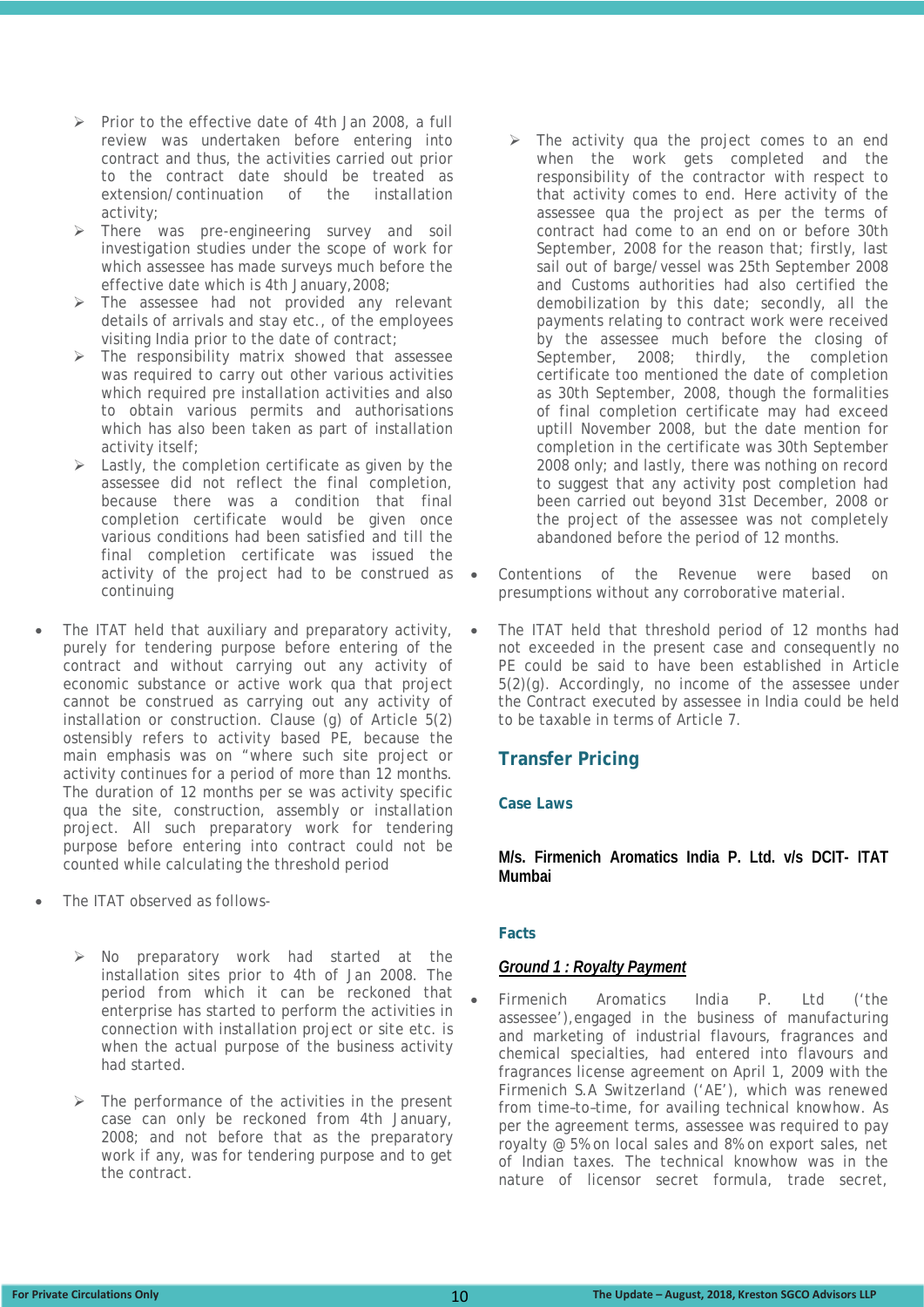- Prior to the effective date of 4th Jan 2008, a full review was undertaken before entering into contract and thus, the activities carried out prior to the contract date should be treated as extension/continuation of the installation activity;
- There was pre-engineering survey and soil investigation studies under the scope of work for which assessee has made surveys much before the effective date which is 4th January,2008;
- The assessee had not provided any relevant details of arrivals and stay etc., of the employees visiting India prior to the date of contract;
- The responsibility matrix showed that assessee was required to carry out other various activities which required pre installation activities and also to obtain various permits and authorisations which has also been taken as part of installation activity itself;
- Lastly, the completion certificate as given by the assessee did not reflect the final completion, because there was a condition that final completion certificate would be given once various conditions had been satisfied and till the final completion certificate was issued the activity of the project had to be construed as continuing

- The ITAT held that auxiliary and preparatory activity, purely for tendering purpose before entering of the contract and without carrying out any activity of economic substance or active work qua that project cannot be construed as carrying out any activity of installation or construction. Clause (g) of Article 5(2) ostensibly refers to activity based PE, because the main emphasis was on "where such site project or activity continues for a period of more than 12 months. The duration of 12 months per se was activity specific qua the site, construction, assembly or installation project. All such preparatory work for tendering purpose before entering into contract could not be counted while calculating the threshold period

- The ITAT observed as follows-

  - No preparatory work had started at the installation sites prior to 4th of Jan 2008. The period from which it can be reckoned that enterprise has started to perform the activities in connection with installation project or site etc. is when the actual purpose of the business activity had started.

  - The performance of the activities in the present case can only be reckoned from 4th January, 2008; and not before that as the preparatory work if any, was for tendering purpose and to get the contract.

  - The activity qua the project comes to an end when the work gets completed and the responsibility of the contractor with respect to that activity comes to end. Here activity of the assessee qua the project as per the terms of contract had come to an end on or before 30th September, 2008 for the reason that; firstly, last sail out of barge/vessel was 25th September 2008 and Customs authorities had also certified the demobilization by this date; secondly, all the payments relating to contract work were received by the assessee much before the closing of September, 2008; thirdly, the completion certificate too mentioned the date of completion as 30th September, 2008, though the formalities of final completion certificate may had exceed uptill November 2008, but the date mention for completion in the certificate was 30th September 2008 only; and lastly, there was nothing on record to suggest that any activity post completion had been carried out beyond 31st December, 2008 or the project of the assessee was not completely abandoned before the period of 12 months.

- Contentions of the Revenue were based on presumptions without any corroborative material.

- The ITAT held that threshold period of 12 months had not exceeded in the present case and consequently no PE could be said to have been established in Article 5(2)(g). Accordingly, no income of the assessee under the Contract executed by assessee in India could be held to be taxable in terms of Article 7.

## Transfer Pricing

### Case Laws

**M/s. Firmenich Aromatics India P. Ltd. v/s DCIT- ITAT Mumbai**

#### Facts

***Ground 1 : Royalty Payment***

- Firmenich Aromatics India P. Ltd ('the assessee'),engaged in the business of manufacturing and marketing of industrial flavours, fragrances and chemical specialties, had entered into flavours and fragrances license agreement on April 1, 2009 with the Firmenich S.A Switzerland ('AE'), which was renewed from time–to–time, for availing technical knowhow. As per the agreement terms, assessee was required to pay royalty @ 5% on local sales and 8% on export sales, net of Indian taxes. The technical knowhow was in the nature of licensor secret formula, trade secret,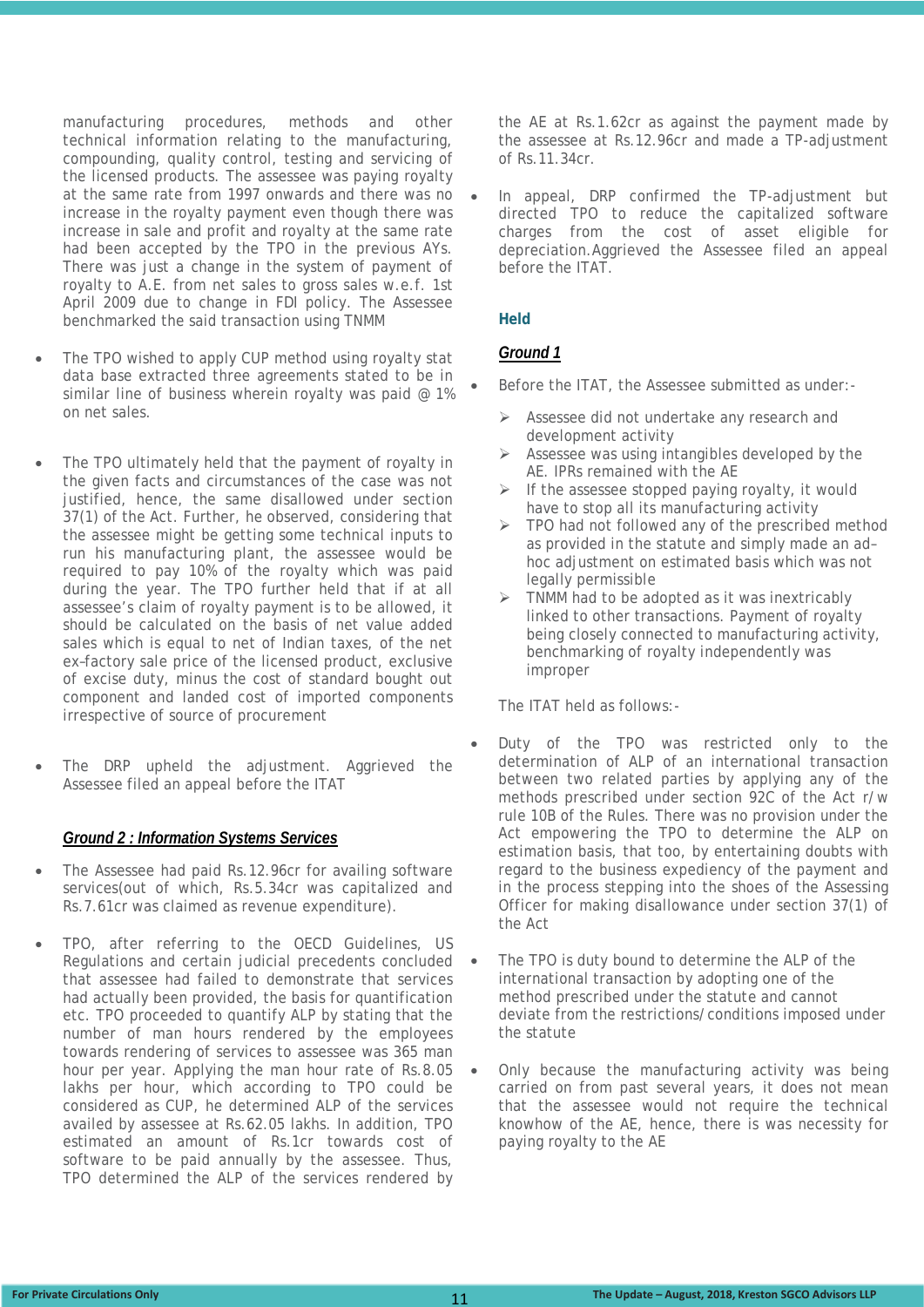manufacturing procedures, methods and other technical information relating to the manufacturing, compounding, quality control, testing and servicing of the licensed products. The assessee was paying royalty at the same rate from 1997 onwards and there was no increase in the royalty payment even though there was increase in sale and profit and royalty at the same rate had been accepted by the TPO in the previous AYs. There was just a change in the system of payment of royalty to A.E. from net sales to gross sales w.e.f. 1st April 2009 due to change in FDI policy. The Assessee benchmarked the said transaction using TNMM

- The TPO wished to apply CUP method using royalty stat data base extracted three agreements stated to be in similar line of business wherein royalty was paid @ 1% on net sales.

- The TPO ultimately held that the payment of royalty in the given facts and circumstances of the case was not justified, hence, the same disallowed under section 37(1) of the Act. Further, he observed, considering that the assessee might be getting some technical inputs to run his manufacturing plant, the assessee would be required to pay 10% of the royalty which was paid during the year. The TPO further held that if at all assessee's claim of royalty payment is to be allowed, it should be calculated on the basis of net value added sales which is equal to net of Indian taxes, of the net ex–factory sale price of the licensed product, exclusive of excise duty, minus the cost of standard bought out component and landed cost of imported components irrespective of source of procurement

- The DRP upheld the adjustment. Aggrieved the Assessee filed an appeal before the ITAT

***Ground 2 : Information Systems Services***

- The Assessee had paid Rs.12.96cr for availing software services(out of which, Rs.5.34cr was capitalized and Rs.7.61cr was claimed as revenue expenditure).

- TPO, after referring to the OECD Guidelines, US Regulations and certain judicial precedents concluded that assessee had failed to demonstrate that services had actually been provided, the basis for quantification etc. TPO proceeded to quantify ALP by stating that the number of man hours rendered by the employees towards rendering of services to assessee was 365 man hour per year. Applying the man hour rate of Rs.8.05 lakhs per hour, which according to TPO could be considered as CUP, he determined ALP of the services availed by assessee at Rs.62.05 lakhs. In addition, TPO estimated an amount of Rs.1cr towards cost of software to be paid annually by the assessee. Thus, TPO determined the ALP of the services rendered by the AE at Rs.1.62cr as against the payment made by the assessee at Rs.12.96cr and made a TP-adjustment of Rs.11.34cr.

- In appeal, DRP confirmed the TP-adjustment but directed TPO to reduce the capitalized software charges from the cost of asset eligible for depreciation.Aggrieved the Assessee filed an appeal before the ITAT.

**Held**

***Ground 1***

- Before the ITAT, the Assessee submitted as under:-
  - Assessee did not undertake any research and development activity
  - Assessee was using intangibles developed by the AE. IPRs remained with the AE
  - If the assessee stopped paying royalty, it would have to stop all its manufacturing activity
  - TPO had not followed any of the prescribed method as provided in the statute and simply made an ad–hoc adjustment on estimated basis which was not legally permissible
  - TNMM had to be adopted as it was inextricably linked to other transactions. Payment of royalty being closely connected to manufacturing activity, benchmarking of royalty independently was improper

  The ITAT held as follows:-

- Duty of the TPO was restricted only to the determination of ALP of an international transaction between two related parties by applying any of the methods prescribed under section 92C of the Act r/w rule 10B of the Rules. There was no provision under the Act empowering the TPO to determine the ALP on estimation basis, that too, by entertaining doubts with regard to the business expediency of the payment and in the process stepping into the shoes of the Assessing Officer for making disallowance under section 37(1) of the Act

- The TPO is duty bound to determine the ALP of the international transaction by adopting one of the method prescribed under the statute and cannot deviate from the restrictions/conditions imposed under the statute

- Only because the manufacturing activity was being carried on from past several years, it does not mean that the assessee would not require the technical knowhow of the AE, hence, there is was necessity for paying royalty to the AE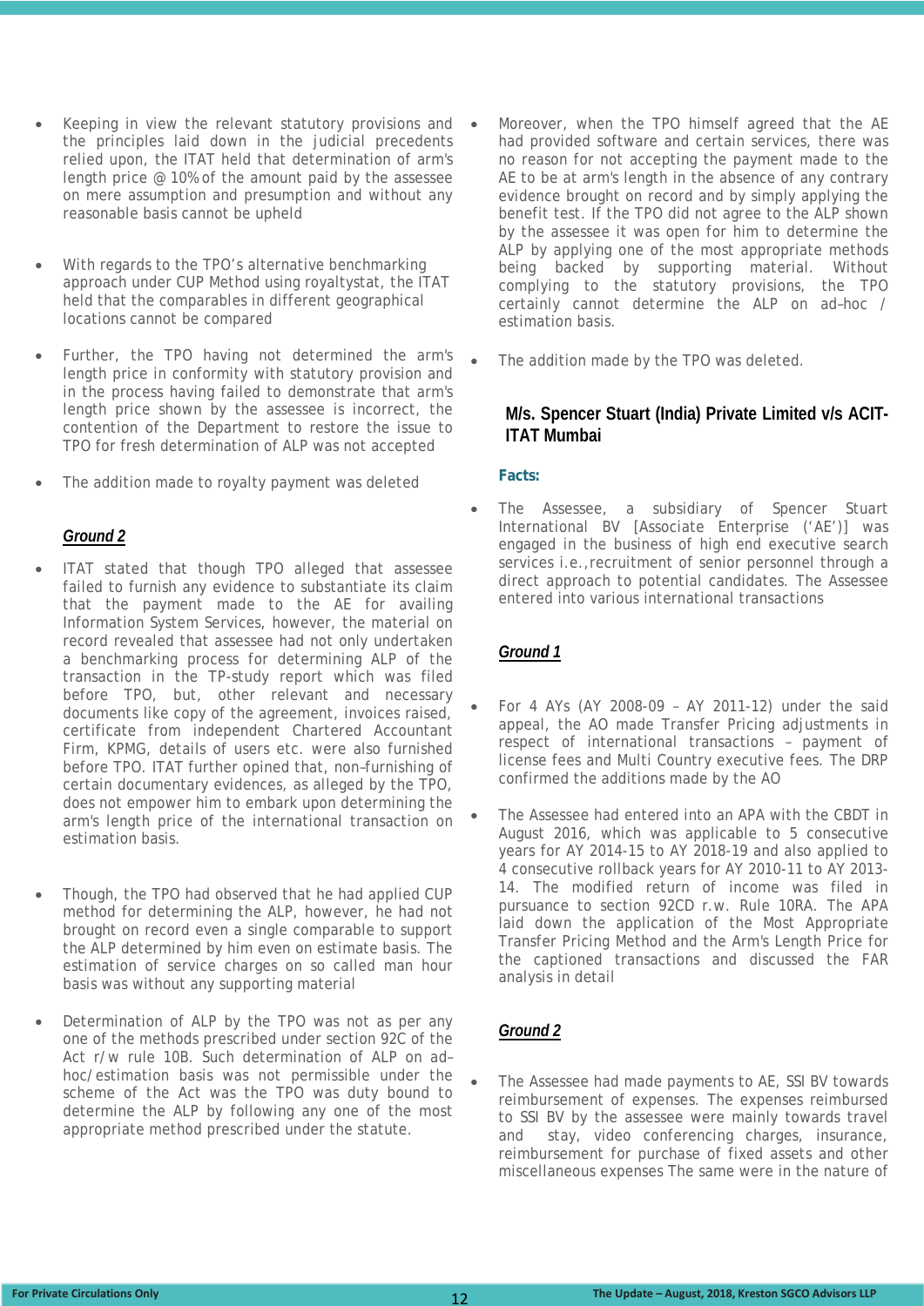- Keeping in view the relevant statutory provisions and the principles laid down in the judicial precedents relied upon, the ITAT held that determination of arm's length price @ 10% of the amount paid by the assessee on mere assumption and presumption and without any reasonable basis cannot be upheld

- With regards to the TPO's alternative benchmarking approach under CUP Method using royaltystat, the ITAT held that the comparables in different geographical locations cannot be compared

- Further, the TPO having not determined the arm's length price in conformity with statutory provision and in the process having failed to demonstrate that arm's length price shown by the assessee is incorrect, the contention of the Department to restore the issue to TPO for fresh determination of ALP was not accepted

- The addition made to royalty payment was deleted

***Ground 2***

- ITAT stated that though TPO alleged that assessee failed to furnish any evidence to substantiate its claim that the payment made to the AE for availing Information System Services, however, the material on record revealed that assessee had not only undertaken a benchmarking process for determining ALP of the transaction in the TP-study report which was filed before TPO, but, other relevant and necessary documents like copy of the agreement, invoices raised, certificate from independent Chartered Accountant Firm, KPMG, details of users etc. were also furnished before TPO. ITAT further opined that, non–furnishing of certain documentary evidences, as alleged by the TPO, does not empower him to embark upon determining the arm's length price of the international transaction on estimation basis.

- Though, the TPO had observed that he had applied CUP method for determining the ALP, however, he had not brought on record even a single comparable to support the ALP determined by him even on estimate basis. The estimation of service charges on so called man hour basis was without any supporting material

- Determination of ALP by the TPO was not as per any one of the methods prescribed under section 92C of the Act r/w rule 10B. Such determination of ALP on ad–hoc/estimation basis was not permissible under the scheme of the Act was the TPO was duty bound to determine the ALP by following any one of the most appropriate method prescribed under the statute.

- Moreover, when the TPO himself agreed that the AE had provided software and certain services, there was no reason for not accepting the payment made to the AE to be at arm's length in the absence of any contrary evidence brought on record and by simply applying the benefit test. If the TPO did not agree to the ALP shown by the assessee it was open for him to determine the ALP by applying one of the most appropriate methods being backed by supporting material. Without complying to the statutory provisions, the TPO certainly cannot determine the ALP on ad–hoc / estimation basis.

- The addition made by the TPO was deleted.

## M/s. Spencer Stuart (India) Private Limited v/s ACIT-ITAT Mumbai

**Facts:**

- The Assessee, a subsidiary of Spencer Stuart International BV [Associate Enterprise ('AE')] was engaged in the business of high end executive search services i.e.,recruitment of senior personnel through a direct approach to potential candidates. The Assessee entered into various international transactions

***Ground 1***

- For 4 AYs (AY 2008-09 – AY 2011-12) under the said appeal, the AO made Transfer Pricing adjustments in respect of international transactions – payment of license fees and Multi Country executive fees. The DRP confirmed the additions made by the AO

- The Assessee had entered into an APA with the CBDT in August 2016, which was applicable to 5 consecutive years for AY 2014-15 to AY 2018-19 and also applied to 4 consecutive rollback years for AY 2010-11 to AY 2013-14. The modified return of income was filed in pursuance to section 92CD r.w. Rule 10RA. The APA laid down the application of the Most Appropriate Transfer Pricing Method and the Arm's Length Price for the captioned transactions and discussed the FAR analysis in detail

***Ground 2***

- The Assessee had made payments to AE, SSI BV towards reimbursement of expenses. The expenses reimbursed to SSI BV by the assessee were mainly towards travel and stay, video conferencing charges, insurance, reimbursement for purchase of fixed assets and other miscellaneous expenses The same were in the nature of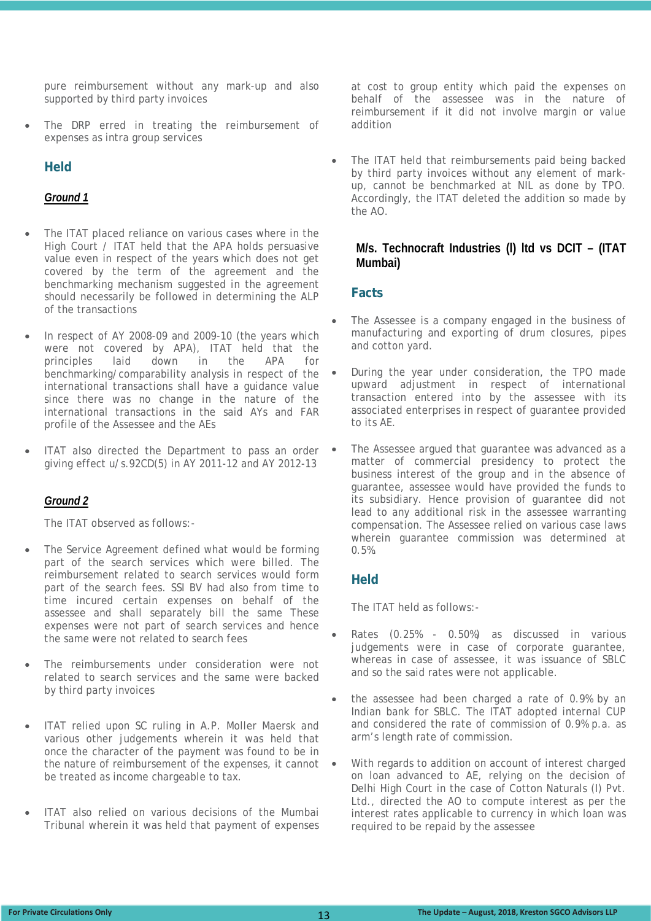pure reimbursement without any mark-up and also supported by third party invoices

- The DRP erred in treating the reimbursement of expenses as intra group services

### Held

***Ground 1***

- The ITAT placed reliance on various cases where in the High Court / ITAT held that the APA holds persuasive value even in respect of the years which does not get covered by the term of the agreement and the benchmarking mechanism suggested in the agreement should necessarily be followed in determining the ALP of the transactions
- In respect of AY 2008-09 and 2009-10 (the years which were not covered by APA), ITAT held that the principles laid down in the APA for benchmarking/comparability analysis in respect of the international transactions shall have a guidance value since there was no change in the nature of the international transactions in the said AYs and FAR profile of the Assessee and the AEs
- ITAT also directed the Department to pass an order giving effect u/s.92CD(5) in AY 2011-12 and AY 2012-13

***Ground 2***

The ITAT observed as follows:-

- The Service Agreement defined what would be forming part of the search services which were billed. The reimbursement related to search services would form part of the search fees. SSI BV had also from time to time incured certain expenses on behalf of the assessee and shall separately bill the same These expenses were not part of search services and hence the same were not related to search fees
- The reimbursements under consideration were not related to search services and the same were backed by third party invoices
- ITAT relied upon SC ruling in A.P. Moller Maersk and various other judgements wherein it was held that once the character of the payment was found to be in the nature of reimbursement of the expenses, it cannot be treated as income chargeable to tax.
- ITAT also relied on various decisions of the Mumbai Tribunal wherein it was held that payment of expenses at cost to group entity which paid the expenses on behalf of the assessee was in the nature of reimbursement if it did not involve margin or value addition
- The ITAT held that reimbursements paid being backed by third party invoices without any element of mark-up, cannot be benchmarked at NIL as done by TPO. Accordingly, the ITAT deleted the addition so made by the AO.

## M/s. Technocraft Industries (I) ltd vs DCIT – (ITAT Mumbai)

### Facts

- The Assessee is a company engaged in the business of manufacturing and exporting of drum closures, pipes and cotton yard.
- During the year under consideration, the TPO made upward adjustment in respect of international transaction entered into by the assessee with its associated enterprises in respect of guarantee provided to its AE.
- The Assessee argued that guarantee was advanced as a matter of commercial presidency to protect the business interest of the group and in the absence of guarantee, assessee would have provided the funds to its subsidiary. Hence provision of guarantee did not lead to any additional risk in the assessee warranting compensation. The Assessee relied on various case laws wherein guarantee commission was determined at 0.5%

### Held

The ITAT held as follows:-

- Rates (0.25% - 0.50%) as discussed in various judgements were in case of corporate guarantee, whereas in case of assessee, it was issuance of SBLC and so the said rates were not applicable.
- the assessee had been charged a rate of 0.9% by an Indian bank for SBLC. The ITAT adopted internal CUP and considered the rate of commission of 0.9% p.a. as arm's length rate of commission.
- With regards to addition on account of interest charged on loan advanced to AE, relying on the decision of Delhi High Court in the case of Cotton Naturals (I) Pvt. Ltd., directed the AO to compute interest as per the interest rates applicable to currency in which loan was required to be repaid by the assessee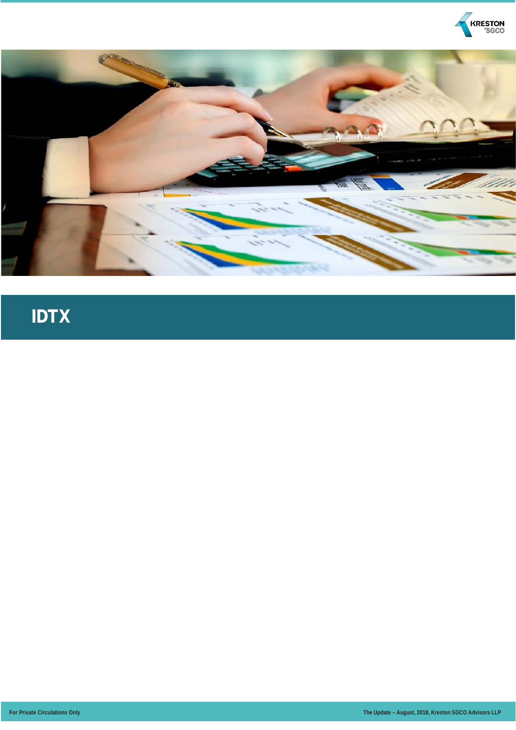# IDTX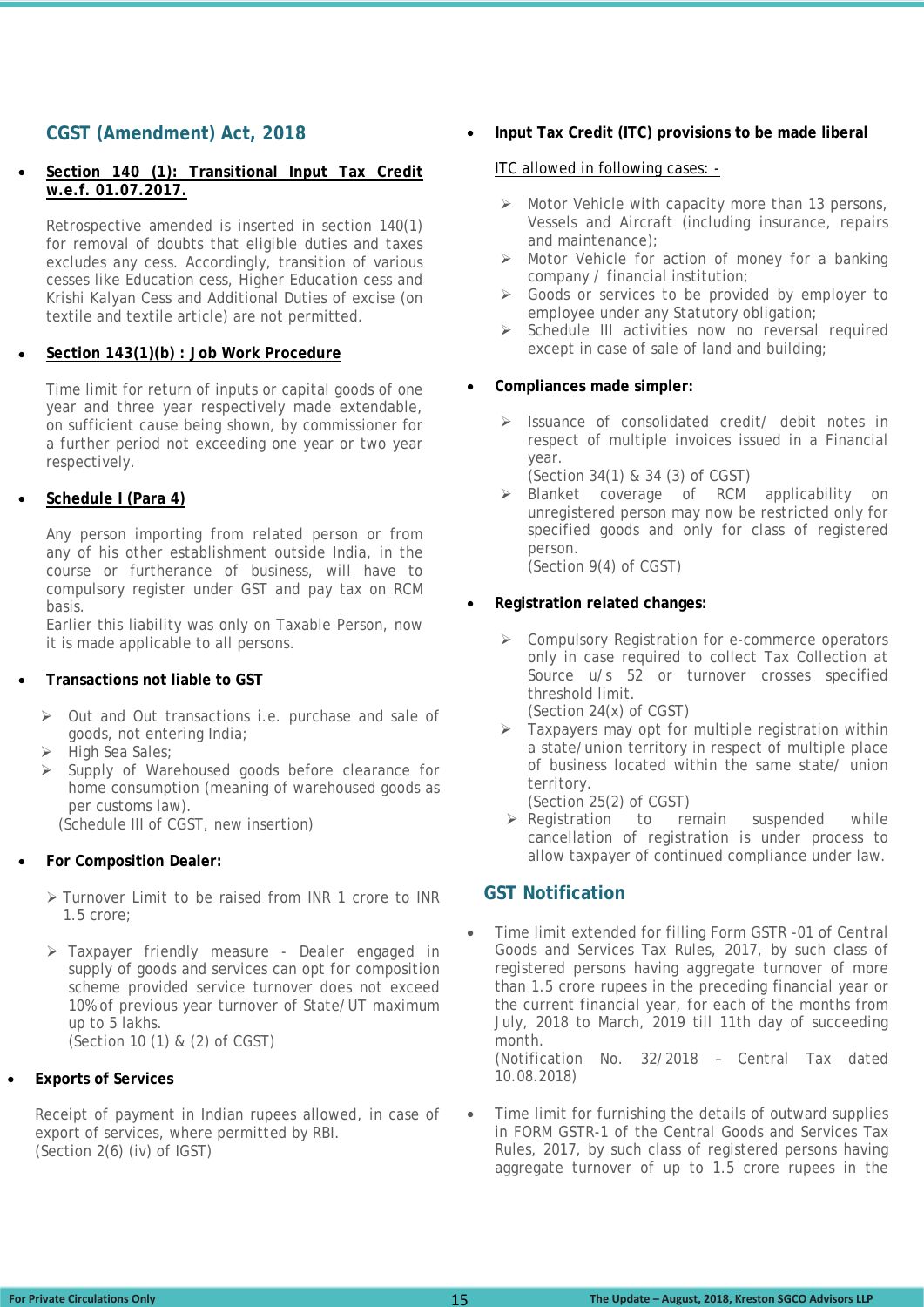## CGST (Amendment) Act, 2018

- **Section 140 (1): Transitional Input Tax Credit w.e.f. 01.07.2017.**

  Retrospective amended is inserted in section 140(1) for removal of doubts that eligible duties and taxes excludes any cess. Accordingly, transition of various cesses like Education cess, Higher Education cess and Krishi Kalyan Cess and Additional Duties of excise (on textile and textile article) are not permitted.

- **Section 143(1)(b) : Job Work Procedure**

  Time limit for return of inputs or capital goods of one year and three year respectively made extendable, on sufficient cause being shown, by commissioner for a further period not exceeding one year or two year respectively.

- **Schedule I (Para 4)**

  Any person importing from related person or from any of his other establishment outside India, in the course or furtherance of business, will have to compulsory register under GST and pay tax on RCM basis.
  Earlier this liability was only on Taxable Person, now it is made applicable to all persons.

- **Transactions not liable to GST**

  - Out and Out transactions i.e. purchase and sale of goods, not entering India;
  - High Sea Sales;
  - Supply of Warehoused goods before clearance for home consumption (meaning of warehoused goods as per customs law).

  (Schedule III of CGST, new insertion)

- **For Composition Dealer:**

  - Turnover Limit to be raised from INR 1 crore to INR 1.5 crore;
  - Taxpayer friendly measure - Dealer engaged in supply of goods and services can opt for composition scheme provided service turnover does not exceed 10% of previous year turnover of State/UT maximum up to 5 lakhs.
    (Section 10 (1) & (2) of CGST)

- **Exports of Services**

  Receipt of payment in Indian rupees allowed, in case of export of services, where permitted by RBI.
  (Section 2(6) (iv) of IGST)

- **Input Tax Credit (ITC) provisions to be made liberal**

  ITC allowed in following cases: -

  - Motor Vehicle with capacity more than 13 persons, Vessels and Aircraft (including insurance, repairs and maintenance);
  - Motor Vehicle for action of money for a banking company / financial institution;
  - Goods or services to be provided by employer to employee under any Statutory obligation;
  - Schedule III activities now no reversal required except in case of sale of land and building;

- **Compliances made simpler:**

  - Issuance of consolidated credit/ debit notes in respect of multiple invoices issued in a Financial year.
    (Section 34(1) & 34 (3) of CGST)
  - Blanket coverage of RCM applicability on unregistered person may now be restricted only for specified goods and only for class of registered person.
    (Section 9(4) of CGST)

- **Registration related changes:**

  - Compulsory Registration for e-commerce operators only in case required to collect Tax Collection at Source u/s 52 or turnover crosses specified threshold limit.
    (Section 24(x) of CGST)
  - Taxpayers may opt for multiple registration within a state/union territory in respect of multiple place of business located within the same state/ union territory.
    (Section 25(2) of CGST)
  - Registration to remain suspended while cancellation of registration is under process to allow taxpayer of continued compliance under law.

## GST Notification

- Time limit extended for filling Form GSTR -01 of Central Goods and Services Tax Rules, 2017, by such class of registered persons having aggregate turnover of more than 1.5 crore rupees in the preceding financial year or the current financial year, for each of the months from July, 2018 to March, 2019 till 11th day of succeeding month.
  (Notification No. 32/2018 – Central Tax dated 10.08.2018)

- Time limit for furnishing the details of outward supplies in FORM GSTR-1 of the Central Goods and Services Tax Rules, 2017, by such class of registered persons having aggregate turnover of up to 1.5 crore rupees in the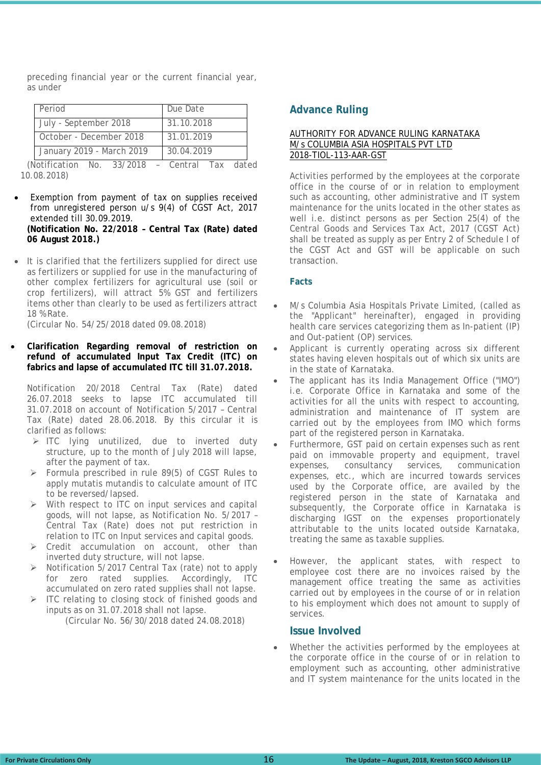preceding financial year or the current financial year, as under

| Period | Due Date |
| --- | --- |
| July - September 2018 | 31.10.2018 |
| October - December 2018 | 31.01.2019 |
| January 2019 - March 2019 | 30.04.2019 |

(Notification No. 33/2018 – Central Tax dated 10.08.2018)

- Exemption from payment of tax on supplies received from unregistered person u/s 9(4) of CGST Act, 2017 extended till 30.09.2019.
  **(Notification No. 22/2018 – Central Tax (Rate) dated 06 August 2018.)**

- It is clarified that the fertilizers supplied for direct use as fertilizers or supplied for use in the manufacturing of other complex fertilizers for agricultural use (soil or crop fertilizers), will attract 5% GST and fertilizers items other than clearly to be used as fertilizers attract 18 %Rate.
  (Circular No. 54/25/2018 dated 09.08.2018)

- **Clarification Regarding removal of restriction on refund of accumulated Input Tax Credit (ITC) on fabrics and lapse of accumulated ITC till 31.07.2018.**

  Notification 20/2018 Central Tax (Rate) dated 26.07.2018 seeks to lapse ITC accumulated till 31.07.2018 on account of Notification 5/2017 – Central Tax (Rate) dated 28.06.2018. By this circular it is clarified as follows:
  - ITC lying unutilized, due to inverted duty structure, up to the month of July 2018 will lapse, after the payment of tax.
  - Formula prescribed in rule 89(5) of CGST Rules to apply mutatis mutandis to calculate amount of ITC to be reversed/lapsed.
  - With respect to ITC on input services and capital goods, will not lapse, as Notification No. 5/2017 – Central Tax (Rate) does not put restriction in relation to ITC on Input services and capital goods.
  - Credit accumulation on account, other than inverted duty structure, will not lapse.
  - Notification 5/2017 Central Tax (rate) not to apply for zero rated supplies. Accordingly, ITC accumulated on zero rated supplies shall not lapse.
  - ITC relating to closing stock of finished goods and inputs as on 31.07.2018 shall not lapse.

  (Circular No. 56/30/2018 dated 24.08.2018)

## Advance Ruling

AUTHORITY FOR ADVANCE RULING KARNATAKA
M/s COLUMBIA ASIA HOSPITALS PVT LTD
2018-TIOL-113-AAR-GST

Activities performed by the employees at the corporate office in the course of or in relation to employment such as accounting, other administrative and IT system maintenance for the units located in the other states as well i.e. distinct persons as per Section 25(4) of the Central Goods and Services Tax Act, 2017 (CGST Act) shall be treated as supply as per Entry 2 of Schedule I of the CGST Act and GST will be applicable on such transaction.

### Facts

- M/s Columbia Asia Hospitals Private Limited, (called as the "Applicant" hereinafter), engaged in providing health care services categorizing them as In-patient (IP) and Out-patient (OP) services.
- Applicant is currently operating across six different states having eleven hospitals out of which six units are in the state of Karnataka.
- The applicant has its India Management Office ("IMO") i.e. Corporate Office in Karnataka and some of the activities for all the units with respect to accounting, administration and maintenance of IT system are carried out by the employees from IMO which forms part of the registered person in Karnataka.
- Furthermore, GST paid on certain expenses such as rent paid on immovable property and equipment, travel expenses, consultancy services, communication expenses, etc., which are incurred towards services used by the Corporate office, are availed by the registered person in the state of Karnataka and subsequently, the Corporate office in Karnataka is discharging IGST on the expenses proportionately attributable to the units located outside Karnataka, treating the same as taxable supplies.
- However, the applicant states, with respect to employee cost there are no invoices raised by the management office treating the same as activities carried out by employees in the course of or in relation to his employment which does not amount to supply of services.

### Issue Involved

- Whether the activities performed by the employees at the corporate office in the course of or in relation to employment such as accounting, other administrative and IT system maintenance for the units located in the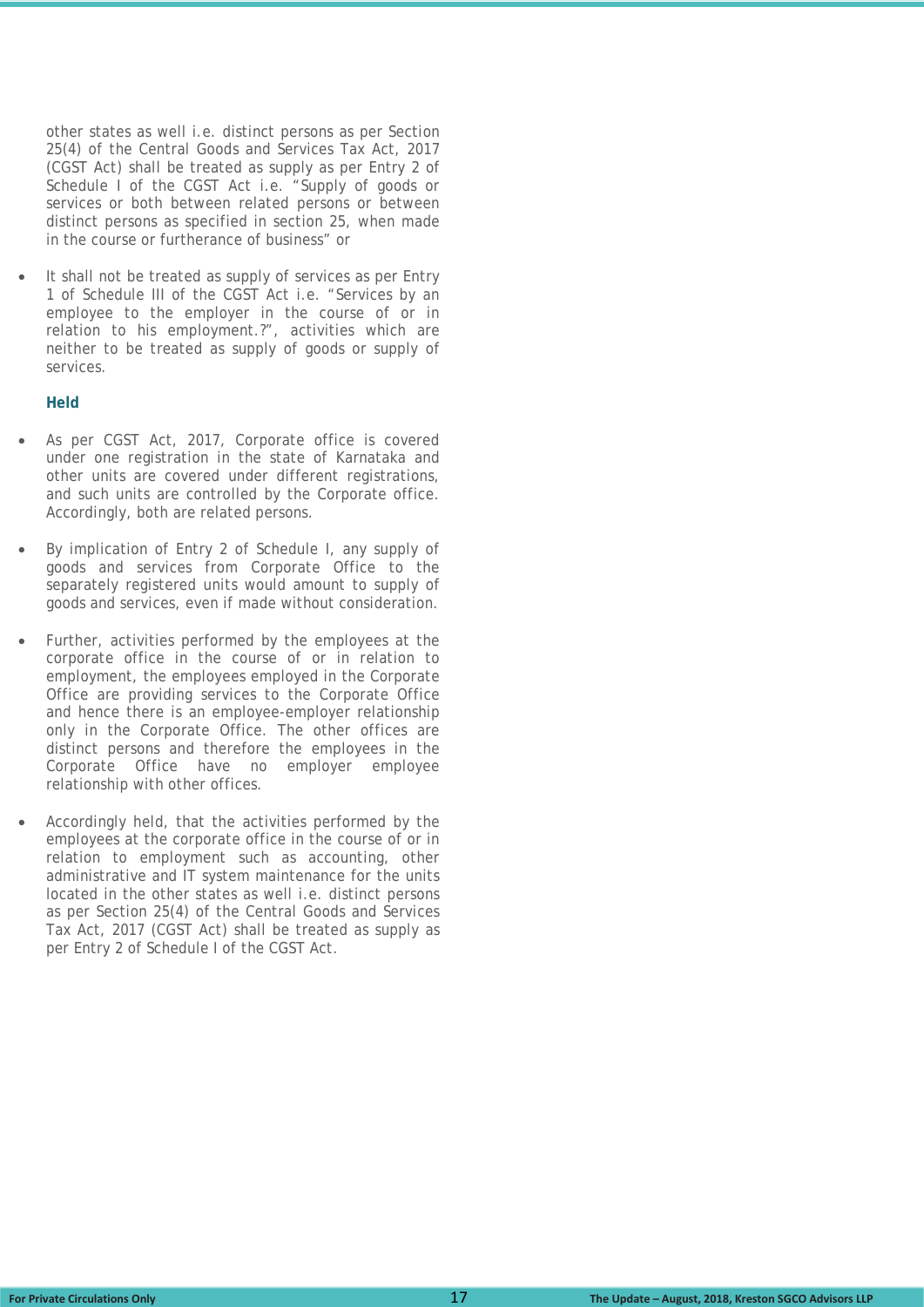other states as well i.e. distinct persons as per Section 25(4) of the Central Goods and Services Tax Act, 2017 (CGST Act) shall be treated as supply as per Entry 2 of Schedule I of the CGST Act i.e. "Supply of goods or services or both between related persons or between distinct persons as specified in section 25, when made in the course or furtherance of business" or

- It shall not be treated as supply of services as per Entry 1 of Schedule III of the CGST Act i.e. "Services by an employee to the employer in the course of or in relation to his employment.?", activities which are neither to be treated as supply of goods or supply of services.

**Held**

- As per CGST Act, 2017, Corporate office is covered under one registration in the state of Karnataka and other units are covered under different registrations, and such units are controlled by the Corporate office. Accordingly, both are related persons.
- By implication of Entry 2 of Schedule I, any supply of goods and services from Corporate Office to the separately registered units would amount to supply of goods and services, even if made without consideration.
- Further, activities performed by the employees at the corporate office in the course of or in relation to employment, the employees employed in the Corporate Office are providing services to the Corporate Office and hence there is an employee-employer relationship only in the Corporate Office. The other offices are distinct persons and therefore the employees in the Corporate Office have no employer employee relationship with other offices.
- Accordingly held, that the activities performed by the employees at the corporate office in the course of or in relation to employment such as accounting, other administrative and IT system maintenance for the units located in the other states as well i.e. distinct persons as per Section 25(4) of the Central Goods and Services Tax Act, 2017 (CGST Act) shall be treated as supply as per Entry 2 of Schedule I of the CGST Act.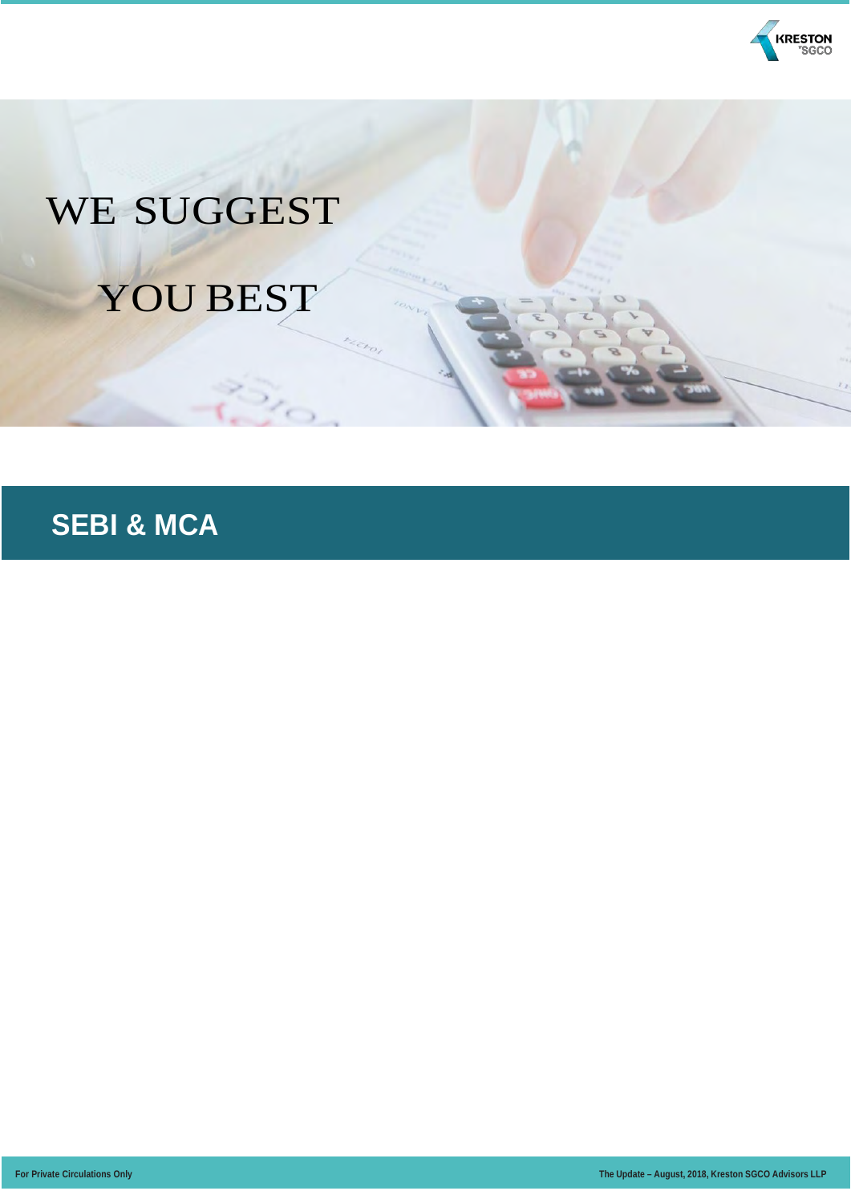WE SUGGEST

YOU BEST

# SEBI & MCA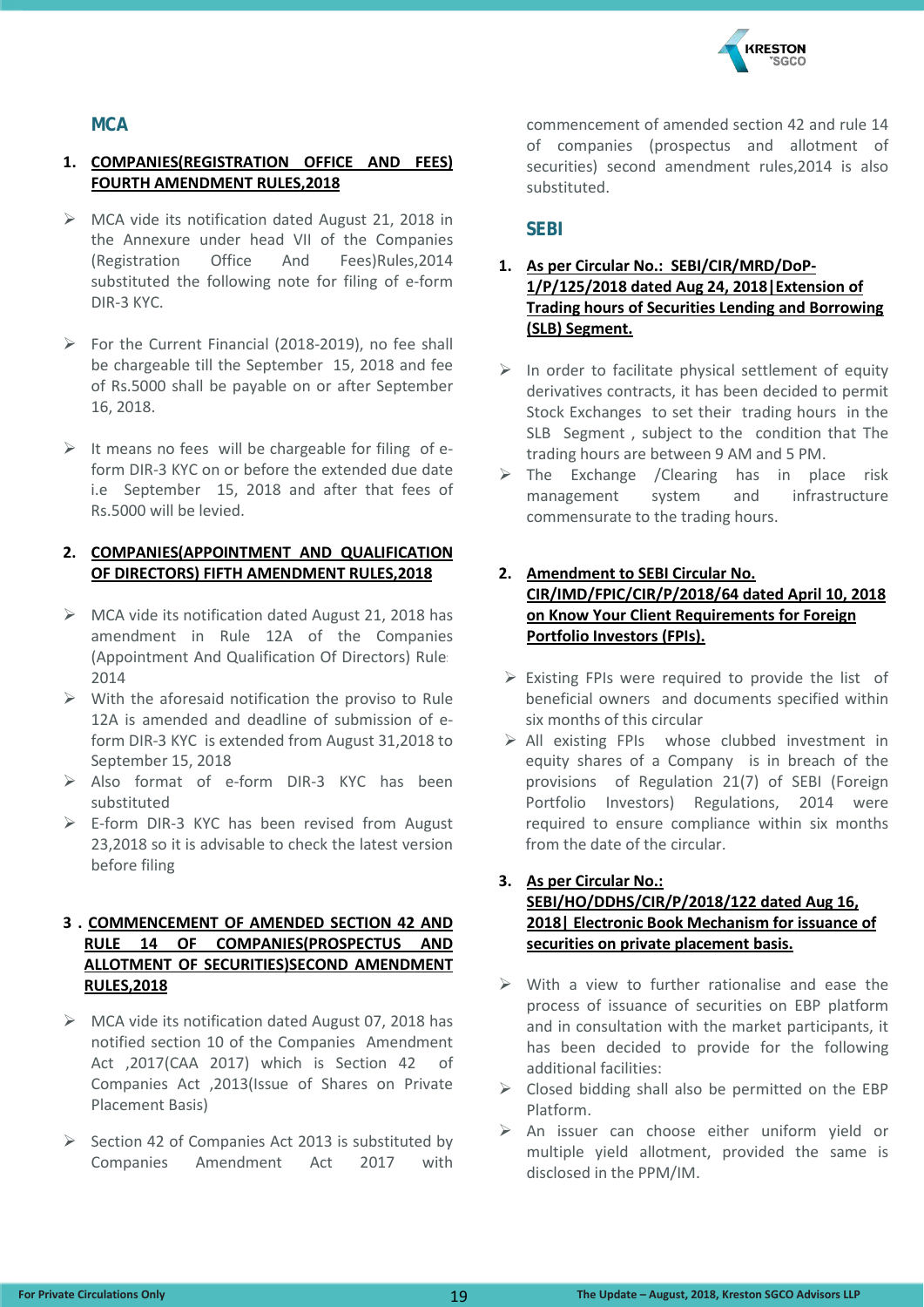## MCA

### 1. COMPANIES(REGISTRATION OFFICE AND FEES) FOURTH AMENDMENT RULES,2018

- MCA vide its notification dated August 21, 2018 in the Annexure under head VII of the Companies (Registration Office And Fees)Rules,2014 substituted the following note for filing of e-form DIR-3 KYC.

- For the Current Financial (2018-2019), no fee shall be chargeable till the September 15, 2018 and fee of Rs.5000 shall be payable on or after September 16, 2018.

- It means no fees will be chargeable for filing of e-form DIR-3 KYC on or before the extended due date i.e September 15, 2018 and after that fees of Rs.5000 will be levied.

### 2. COMPANIES(APPOINTMENT AND QUALIFICATION OF DIRECTORS) FIFTH AMENDMENT RULES,2018

- MCA vide its notification dated August 21, 2018 has amendment in Rule 12A of the Companies (Appointment And Qualification Of Directors) Rules 2014
- With the aforesaid notification the proviso to Rule 12A is amended and deadline of submission of e-form DIR-3 KYC is extended from August 31,2018 to September 15, 2018
- Also format of e-form DIR-3 KYC has been substituted
- E-form DIR-3 KYC has been revised from August 23,2018 so it is advisable to check the latest version before filing

### 3 . COMMENCEMENT OF AMENDED SECTION 42 AND RULE 14 OF COMPANIES(PROSPECTUS AND ALLOTMENT OF SECURITIES)SECOND AMENDMENT RULES,2018

- MCA vide its notification dated August 07, 2018 has notified section 10 of the Companies Amendment Act ,2017(CAA 2017) which is Section 42 of Companies Act ,2013(Issue of Shares on Private Placement Basis)

- Section 42 of Companies Act 2013 is substituted by Companies Amendment Act 2017 with commencement of amended section 42 and rule 14 of companies (prospectus and allotment of securities) second amendment rules,2014 is also substituted.

## SEBI

### 1. As per Circular No.: SEBI/CIR/MRD/DoP-1/P/125/2018 dated Aug 24, 2018|Extension of Trading hours of Securities Lending and Borrowing (SLB) Segment.

- In order to facilitate physical settlement of equity derivatives contracts, it has been decided to permit Stock Exchanges to set their trading hours in the SLB Segment , subject to the condition that The trading hours are between 9 AM and 5 PM.
- The Exchange /Clearing has in place risk management system and infrastructure commensurate to the trading hours.

### 2. Amendment to SEBI Circular No. CIR/IMD/FPIC/CIR/P/2018/64 dated April 10, 2018 on Know Your Client Requirements for Foreign Portfolio Investors (FPIs).

- Existing FPIs were required to provide the list of beneficial owners and documents specified within six months of this circular
- All existing FPIs whose clubbed investment in equity shares of a Company is in breach of the provisions of Regulation 21(7) of SEBI (Foreign Portfolio Investors) Regulations, 2014 were required to ensure compliance within six months from the date of the circular.

### 3. As per Circular No.: SEBI/HO/DDHS/CIR/P/2018/122 dated Aug 16, 2018| Electronic Book Mechanism for issuance of securities on private placement basis.

- With a view to further rationalise and ease the process of issuance of securities on EBP platform and in consultation with the market participants, it has been decided to provide for the following additional facilities:
- Closed bidding shall also be permitted on the EBP Platform.
- An issuer can choose either uniform yield or multiple yield allotment, provided the same is disclosed in the PPM/IM.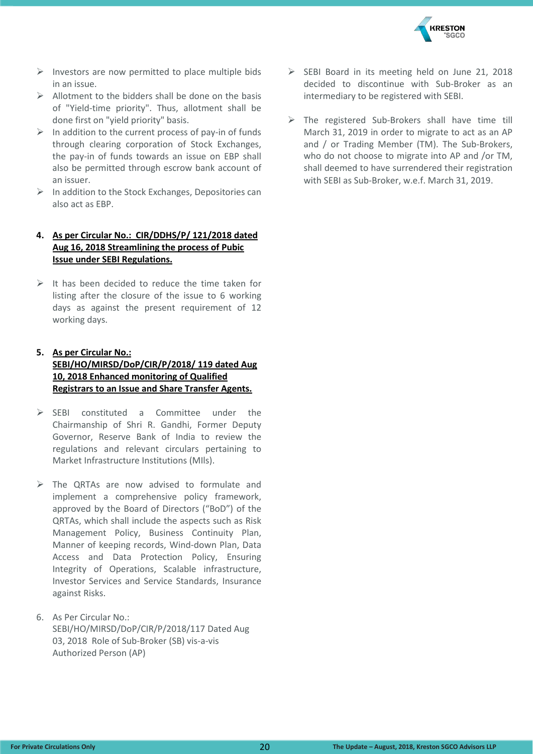- Investors are now permitted to place multiple bids in an issue.
- Allotment to the bidders shall be done on the basis of "Yield-time priority". Thus, allotment shall be done first on "yield priority" basis.
- In addition to the current process of pay-in of funds through clearing corporation of Stock Exchanges, the pay-in of funds towards an issue on EBP shall also be permitted through escrow bank account of an issuer.
- In addition to the Stock Exchanges, Depositories can also act as EBP.

4. **<u>As per Circular No.: CIR/DDHS/P/ 121/2018 dated Aug 16, 2018 Streamlining the process of Pubic Issue under SEBI Regulations.</u>**

- It has been decided to reduce the time taken for listing after the closure of the issue to 6 working days as against the present requirement of 12 working days.

5. **<u>As per Circular No.: SEBI/HO/MIRSD/DoP/CIR/P/2018/ 119 dated Aug 10, 2018 Enhanced monitoring of Qualified Registrars to an Issue and Share Transfer Agents.</u>**

- SEBI constituted a Committee under the Chairmanship of Shri R. Gandhi, Former Deputy Governor, Reserve Bank of India to review the regulations and relevant circulars pertaining to Market Infrastructure Institutions (MIIs).

- The QRTAs are now advised to formulate and implement a comprehensive policy framework, approved by the Board of Directors ("BoD") of the QRTAs, which shall include the aspects such as Risk Management Policy, Business Continuity Plan, Manner of keeping records, Wind-down Plan, Data Access and Data Protection Policy, Ensuring Integrity of Operations, Scalable infrastructure, Investor Services and Service Standards, Insurance against Risks.

6. As Per Circular No.: SEBI/HO/MIRSD/DoP/CIR/P/2018/117 Dated Aug 03, 2018 Role of Sub-Broker (SB) vis-a-vis Authorized Person (AP)

- SEBI Board in its meeting held on June 21, 2018 decided to discontinue with Sub-Broker as an intermediary to be registered with SEBI.

- The registered Sub-Brokers shall have time till March 31, 2019 in order to migrate to act as an AP and / or Trading Member (TM). The Sub-Brokers, who do not choose to migrate into AP and /or TM, shall deemed to have surrendered their registration with SEBI as Sub-Broker, w.e.f. March 31, 2019.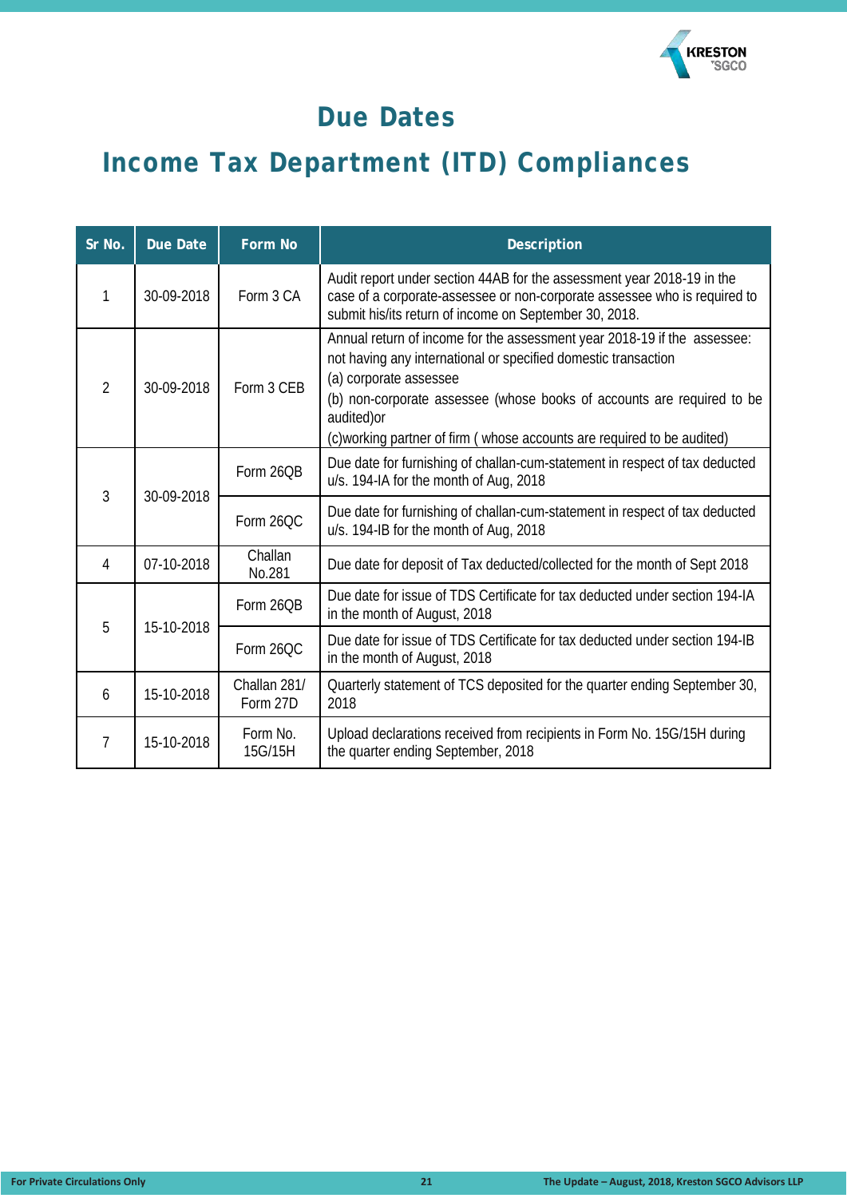# Due Dates

# Income Tax Department (ITD) Compliances

| Sr No. | Due Date | Form No | Description |
|---|---|---|---|
| 1 | 30-09-2018 | Form 3 CA | Audit report under section 44AB for the assessment year 2018-19 in the case of a corporate-assessee or non-corporate assessee who is required to submit his/its return of income on September 30, 2018. |
| 2 | 30-09-2018 | Form 3 CEB | Annual return of income for the assessment year 2018-19 if the assessee: not having any international or specified domestic transaction<br>(a) corporate assessee<br>(b) non-corporate assessee (whose books of accounts are required to be audited)or<br>(c)working partner of firm ( whose accounts are required to be audited) |
| 3 | 30-09-2018 | Form 26QB | Due date for furnishing of challan-cum-statement in respect of tax deducted u/s. 194-IA for the month of Aug, 2018 |
| | | Form 26QC | Due date for furnishing of challan-cum-statement in respect of tax deducted u/s. 194-IB for the month of Aug, 2018 |
| 4 | 07-10-2018 | Challan No.281 | Due date for deposit of Tax deducted/collected for the month of Sept 2018 |
| 5 | 15-10-2018 | Form 26QB | Due date for issue of TDS Certificate for tax deducted under section 194-IA in the month of August, 2018 |
| | | Form 26QC | Due date for issue of TDS Certificate for tax deducted under section 194-IB in the month of August, 2018 |
| 6 | 15-10-2018 | Challan 281/ Form 27D | Quarterly statement of TCS deposited for the quarter ending September 30, 2018 |
| 7 | 15-10-2018 | Form No. 15G/15H | Upload declarations received from recipients in Form No. 15G/15H during the quarter ending September, 2018 |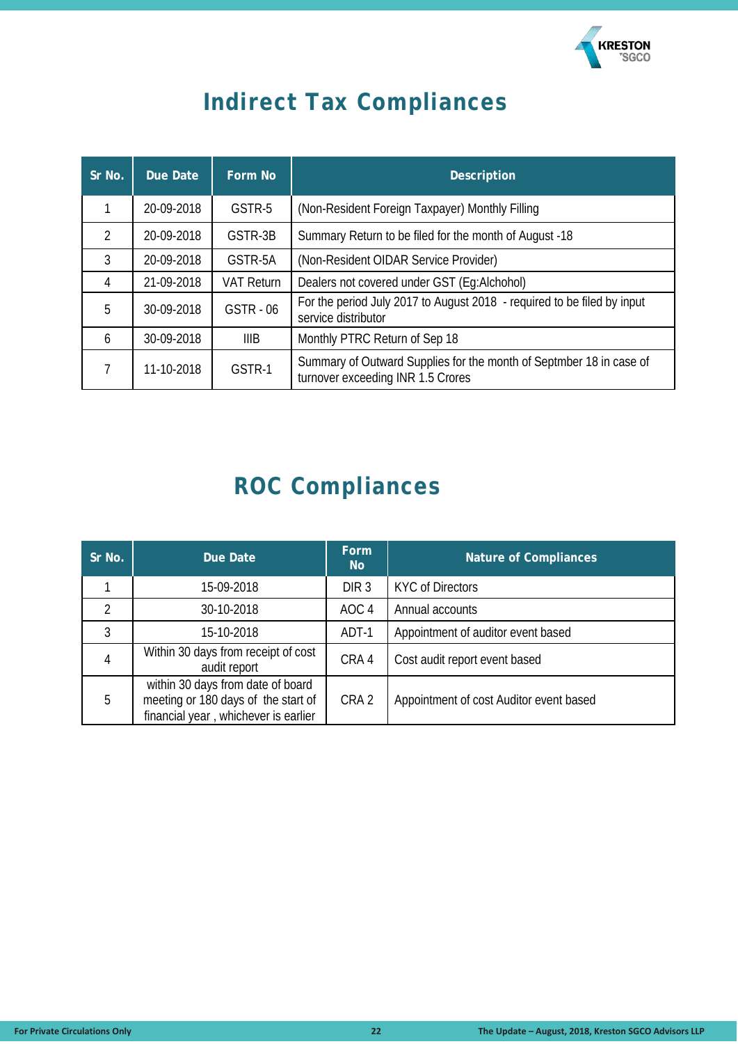# Indirect Tax Compliances

| Sr No. | Due Date | Form No | Description |
|---|---|---|---|
| 1 | 20-09-2018 | GSTR-5 | (Non-Resident Foreign Taxpayer) Monthly Filling |
| 2 | 20-09-2018 | GSTR-3B | Summary Return to be filed for the month of August -18 |
| 3 | 20-09-2018 | GSTR-5A | (Non-Resident OIDAR Service Provider) |
| 4 | 21-09-2018 | VAT Return | Dealers not covered under GST (Eg:Alchohol) |
| 5 | 30-09-2018 | GSTR - 06 | For the period July 2017 to August 2018 - required to be filed by input service distributor |
| 6 | 30-09-2018 | IIIB | Monthly PTRC Return of Sep 18 |
| 7 | 11-10-2018 | GSTR-1 | Summary of Outward Supplies for the month of Septmber 18 in case of turnover exceeding INR 1.5 Crores |

# ROC Compliances

| Sr No. | Due Date | Form No | Nature of Compliances |
|---|---|---|---|
| 1 | 15-09-2018 | DIR 3 | KYC of Directors |
| 2 | 30-10-2018 | AOC 4 | Annual accounts |
| 3 | 15-10-2018 | ADT-1 | Appointment of auditor event based |
| 4 | Within 30 days from receipt of cost audit report | CRA 4 | Cost audit report event based |
| 5 | within 30 days from date of board meeting or 180 days of the start of financial year , whichever is earlier | CRA 2 | Appointment of cost Auditor event based |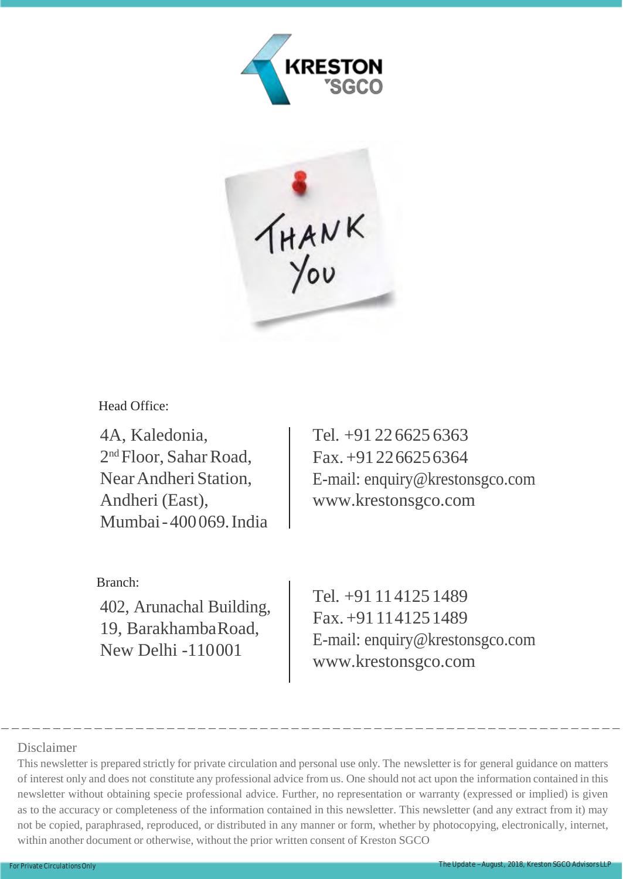KRESTON SGCO

THANK YOU

Head Office:

4A, Kaledonia,
2nd Floor, Sahar Road,
Near Andheri Station,
Andheri (East),
Mumbai - 400 069. India

Tel. +91 22 6625 6363
Fax. +91 22 6625 6364
E-mail: enquiry@krestonsgco.com
www.krestonsgco.com

Branch:

402, Arunachal Building,
19, Barakhamba Road,
New Delhi -110001

Tel. +91 11 4125 1489
Fax. +91 11 4125 1489
E-mail: enquiry@krestonsgco.com
www.krestonsgco.com

Disclaimer

This newsletter is prepared strictly for private circulation and personal use only. The newsletter is for general guidance on matters of interest only and does not constitute any professional advice from us. One should not act upon the information contained in this newsletter without obtaining specie professional advice. Further, no representation or warranty (expressed or implied) is given as to the accuracy or completeness of the information contained in this newsletter. This newsletter (and any extract from it) may not be copied, paraphrased, reproduced, or distributed in any manner or form, whether by photocopying, electronically, internet, within another document or otherwise, without the prior written consent of Kreston SGCO